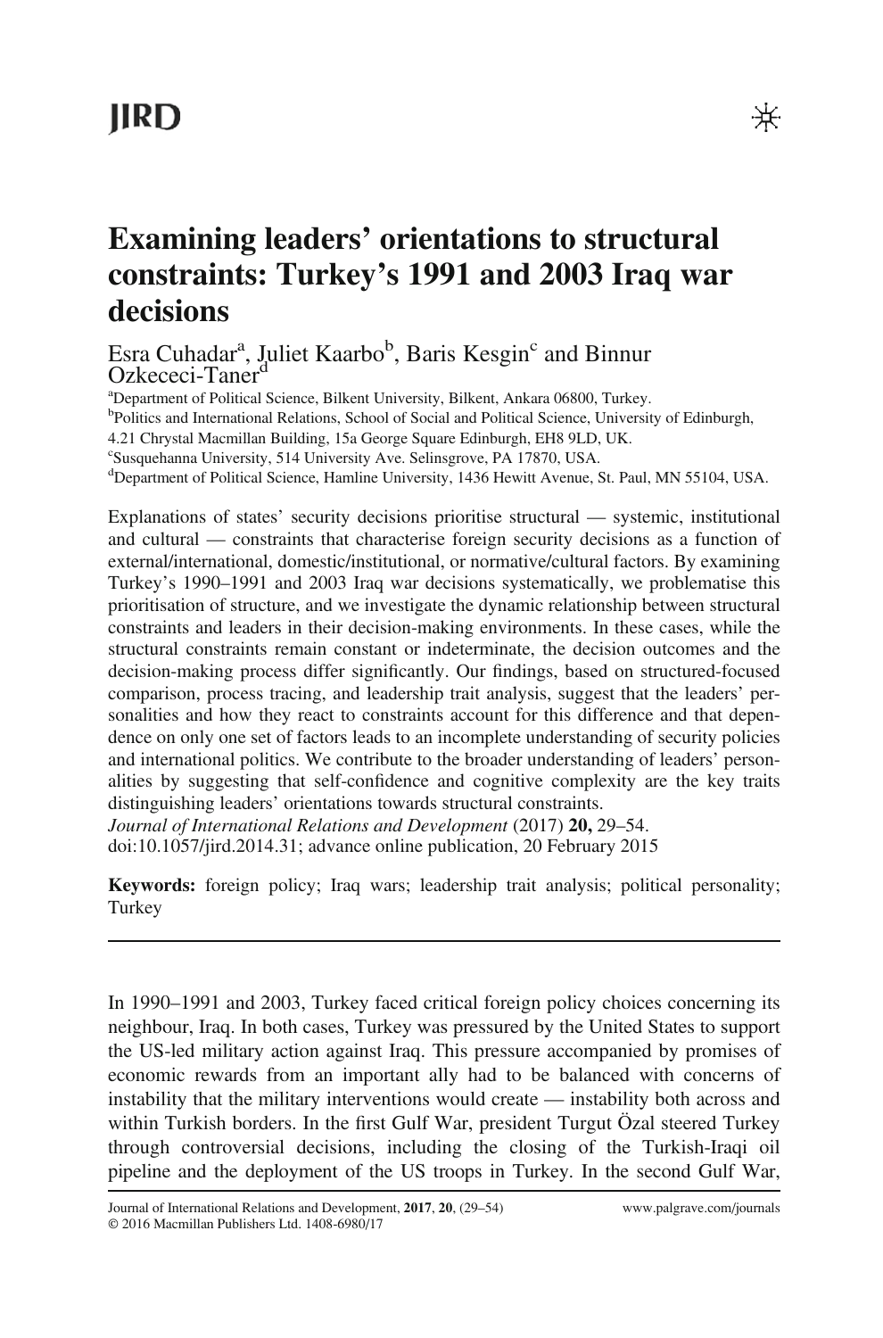# Examining leaders' orientations to structural constraints: Turkey's 1991 and 2003 Iraq war decisions

Esra Cuhadar[a], Juliet Kaarbo[b], Baris Kesgin[c] and Binnur Ozkececi-Taner[d]

[a]Department of Political Science, Bilkent University, Bilkent, Ankara 06800, Turkey.
[b]Politics and International Relations, School of Social and Political Science, University of Edinburgh, 4.21 Chrystal Macmillan Building, 15a George Square Edinburgh, EH8 9LD, UK.
[c]Susquehanna University, 514 University Ave. Selinsgrove, PA 17870, USA.
[d]Department of Political Science, Hamline University, 1436 Hewitt Avenue, St. Paul, MN 55104, USA.

Explanations of states' security decisions prioritise structural — systemic, institutional and cultural — constraints that characterise foreign security decisions as a function of external/international, domestic/institutional, or normative/cultural factors. By examining Turkey's 1990–1991 and 2003 Iraq war decisions systematically, we problematise this prioritisation of structure, and we investigate the dynamic relationship between structural constraints and leaders in their decision-making environments. In these cases, while the structural constraints remain constant or indeterminate, the decision outcomes and the decision-making process differ significantly. Our findings, based on structured-focused comparison, process tracing, and leadership trait analysis, suggest that the leaders' personalities and how they react to constraints account for this difference and that dependence on only one set of factors leads to an incomplete understanding of security policies and international politics. We contribute to the broader understanding of leaders' personalities by suggesting that self-confidence and cognitive complexity are the key traits distinguishing leaders' orientations towards structural constraints.

*Journal of International Relations and Development* (2017) **20,** 29–54. doi:10.1057/jird.2014.31; advance online publication, 20 February 2015

**Keywords:** foreign policy; Iraq wars; leadership trait analysis; political personality; Turkey

---

In 1990–1991 and 2003, Turkey faced critical foreign policy choices concerning its neighbour, Iraq. In both cases, Turkey was pressured by the United States to support the US-led military action against Iraq. This pressure accompanied by promises of economic rewards from an important ally had to be balanced with concerns of instability that the military interventions would create — instability both across and within Turkish borders. In the first Gulf War, president Turgut Özal steered Turkey through controversial decisions, including the closing of the Turkish-Iraqi oil pipeline and the deployment of the US troops in Turkey. In the second Gulf War,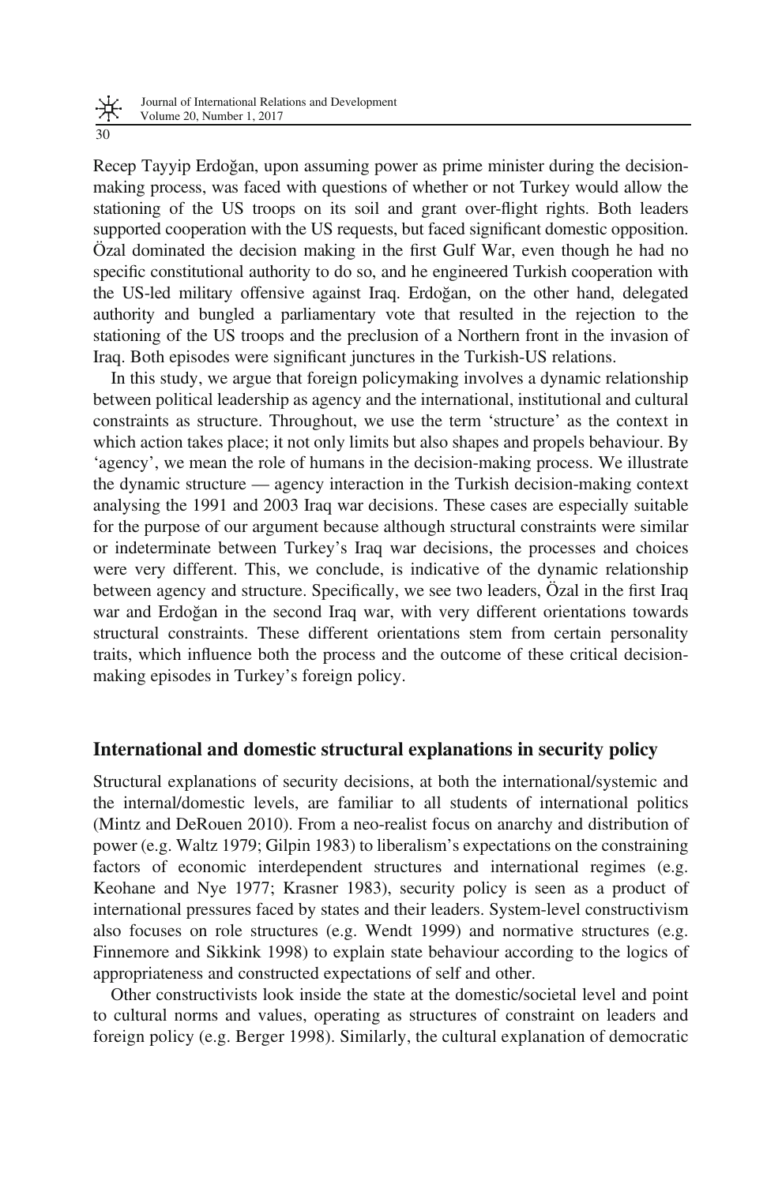Recep Tayyip Erdoğan, upon assuming power as prime minister during the decision-making process, was faced with questions of whether or not Turkey would allow the stationing of the US troops on its soil and grant over-flight rights. Both leaders supported cooperation with the US requests, but faced significant domestic opposition. Özal dominated the decision making in the first Gulf War, even though he had no specific constitutional authority to do so, and he engineered Turkish cooperation with the US-led military offensive against Iraq. Erdoğan, on the other hand, delegated authority and bungled a parliamentary vote that resulted in the rejection to the stationing of the US troops and the preclusion of a Northern front in the invasion of Iraq. Both episodes were significant junctures in the Turkish-US relations.

In this study, we argue that foreign policymaking involves a dynamic relationship between political leadership as agency and the international, institutional and cultural constraints as structure. Throughout, we use the term 'structure' as the context in which action takes place; it not only limits but also shapes and propels behaviour. By 'agency', we mean the role of humans in the decision-making process. We illustrate the dynamic structure — agency interaction in the Turkish decision-making context analysing the 1991 and 2003 Iraq war decisions. These cases are especially suitable for the purpose of our argument because although structural constraints were similar or indeterminate between Turkey's Iraq war decisions, the processes and choices were very different. This, we conclude, is indicative of the dynamic relationship between agency and structure. Specifically, we see two leaders, Özal in the first Iraq war and Erdoğan in the second Iraq war, with very different orientations towards structural constraints. These different orientations stem from certain personality traits, which influence both the process and the outcome of these critical decision-making episodes in Turkey's foreign policy.

## International and domestic structural explanations in security policy

Structural explanations of security decisions, at both the international/systemic and the internal/domestic levels, are familiar to all students of international politics (Mintz and DeRouen 2010). From a neo-realist focus on anarchy and distribution of power (e.g. Waltz 1979; Gilpin 1983) to liberalism's expectations on the constraining factors of economic interdependent structures and international regimes (e.g. Keohane and Nye 1977; Krasner 1983), security policy is seen as a product of international pressures faced by states and their leaders. System-level constructivism also focuses on role structures (e.g. Wendt 1999) and normative structures (e.g. Finnemore and Sikkink 1998) to explain state behaviour according to the logics of appropriateness and constructed expectations of self and other.

Other constructivists look inside the state at the domestic/societal level and point to cultural norms and values, operating as structures of constraint on leaders and foreign policy (e.g. Berger 1998). Similarly, the cultural explanation of democratic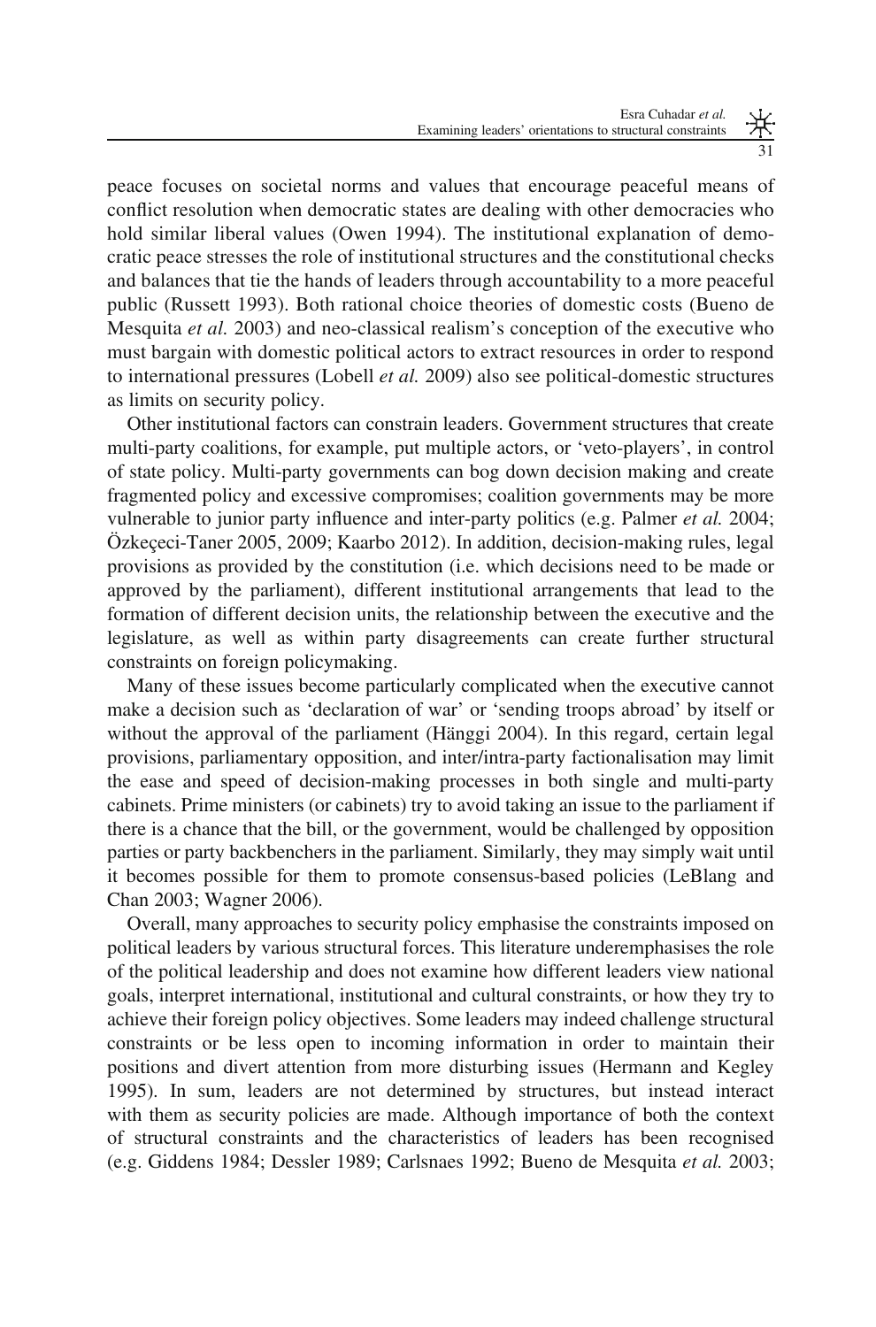peace focuses on societal norms and values that encourage peaceful means of conflict resolution when democratic states are dealing with other democracies who hold similar liberal values (Owen 1994). The institutional explanation of democratic peace stresses the role of institutional structures and the constitutional checks and balances that tie the hands of leaders through accountability to a more peaceful public (Russett 1993). Both rational choice theories of domestic costs (Bueno de Mesquita *et al.* 2003) and neo-classical realism's conception of the executive who must bargain with domestic political actors to extract resources in order to respond to international pressures (Lobell *et al.* 2009) also see political-domestic structures as limits on security policy.

Other institutional factors can constrain leaders. Government structures that create multi-party coalitions, for example, put multiple actors, or 'veto-players', in control of state policy. Multi-party governments can bog down decision making and create fragmented policy and excessive compromises; coalition governments may be more vulnerable to junior party influence and inter-party politics (e.g. Palmer *et al.* 2004; Özkeçeci-Taner 2005, 2009; Kaarbo 2012). In addition, decision-making rules, legal provisions as provided by the constitution (i.e. which decisions need to be made or approved by the parliament), different institutional arrangements that lead to the formation of different decision units, the relationship between the executive and the legislature, as well as within party disagreements can create further structural constraints on foreign policymaking.

Many of these issues become particularly complicated when the executive cannot make a decision such as 'declaration of war' or 'sending troops abroad' by itself or without the approval of the parliament (Hänggi 2004). In this regard, certain legal provisions, parliamentary opposition, and inter/intra-party factionalisation may limit the ease and speed of decision-making processes in both single and multi-party cabinets. Prime ministers (or cabinets) try to avoid taking an issue to the parliament if there is a chance that the bill, or the government, would be challenged by opposition parties or party backbenchers in the parliament. Similarly, they may simply wait until it becomes possible for them to promote consensus-based policies (LeBlang and Chan 2003; Wagner 2006).

Overall, many approaches to security policy emphasise the constraints imposed on political leaders by various structural forces. This literature underemphasises the role of the political leadership and does not examine how different leaders view national goals, interpret international, institutional and cultural constraints, or how they try to achieve their foreign policy objectives. Some leaders may indeed challenge structural constraints or be less open to incoming information in order to maintain their positions and divert attention from more disturbing issues (Hermann and Kegley 1995). In sum, leaders are not determined by structures, but instead interact with them as security policies are made. Although importance of both the context of structural constraints and the characteristics of leaders has been recognised (e.g. Giddens 1984; Dessler 1989; Carlsnaes 1992; Bueno de Mesquita *et al.* 2003;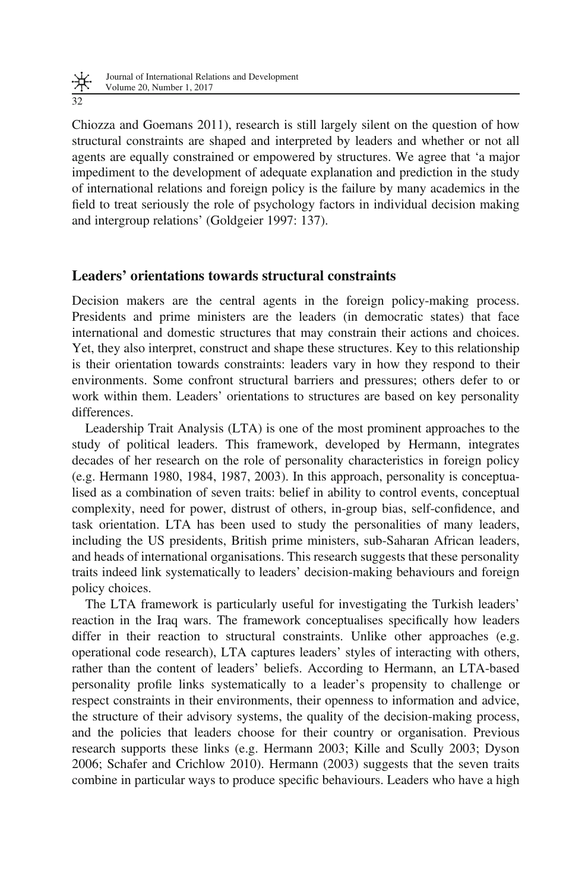Chiozza and Goemans 2011), research is still largely silent on the question of how structural constraints are shaped and interpreted by leaders and whether or not all agents are equally constrained or empowered by structures. We agree that 'a major impediment to the development of adequate explanation and prediction in the study of international relations and foreign policy is the failure by many academics in the field to treat seriously the role of psychology factors in individual decision making and intergroup relations' (Goldgeier 1997: 137).

## Leaders' orientations towards structural constraints

Decision makers are the central agents in the foreign policy-making process. Presidents and prime ministers are the leaders (in democratic states) that face international and domestic structures that may constrain their actions and choices. Yet, they also interpret, construct and shape these structures. Key to this relationship is their orientation towards constraints: leaders vary in how they respond to their environments. Some confront structural barriers and pressures; others defer to or work within them. Leaders' orientations to structures are based on key personality differences.

Leadership Trait Analysis (LTA) is one of the most prominent approaches to the study of political leaders. This framework, developed by Hermann, integrates decades of her research on the role of personality characteristics in foreign policy (e.g. Hermann 1980, 1984, 1987, 2003). In this approach, personality is conceptualised as a combination of seven traits: belief in ability to control events, conceptual complexity, need for power, distrust of others, in-group bias, self-confidence, and task orientation. LTA has been used to study the personalities of many leaders, including the US presidents, British prime ministers, sub-Saharan African leaders, and heads of international organisations. This research suggests that these personality traits indeed link systematically to leaders' decision-making behaviours and foreign policy choices.

The LTA framework is particularly useful for investigating the Turkish leaders' reaction in the Iraq wars. The framework conceptualises specifically how leaders differ in their reaction to structural constraints. Unlike other approaches (e.g. operational code research), LTA captures leaders' styles of interacting with others, rather than the content of leaders' beliefs. According to Hermann, an LTA-based personality profile links systematically to a leader's propensity to challenge or respect constraints in their environments, their openness to information and advice, the structure of their advisory systems, the quality of the decision-making process, and the policies that leaders choose for their country or organisation. Previous research supports these links (e.g. Hermann 2003; Kille and Scully 2003; Dyson 2006; Schafer and Crichlow 2010). Hermann (2003) suggests that the seven traits combine in particular ways to produce specific behaviours. Leaders who have a high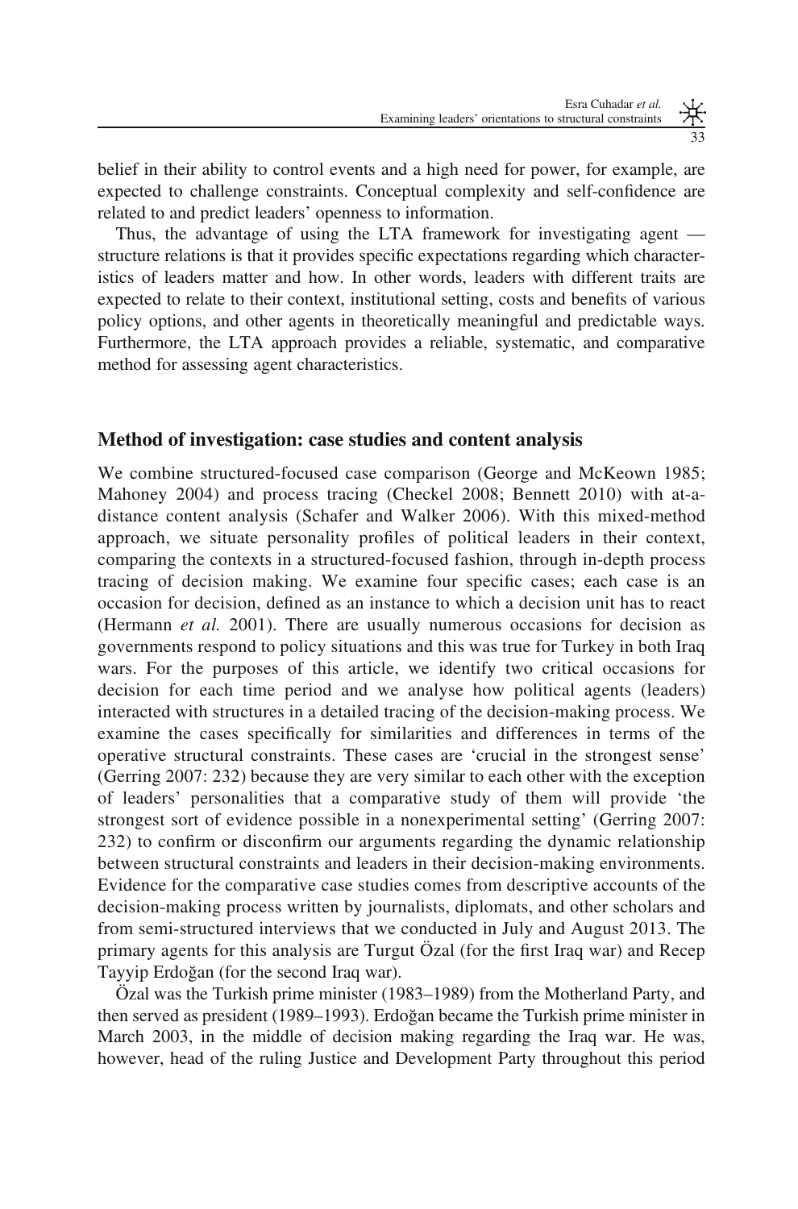belief in their ability to control events and a high need for power, for example, are expected to challenge constraints. Conceptual complexity and self-confidence are related to and predict leaders' openness to information.

Thus, the advantage of using the LTA framework for investigating agent — structure relations is that it provides specific expectations regarding which characteristics of leaders matter and how. In other words, leaders with different traits are expected to relate to their context, institutional setting, costs and benefits of various policy options, and other agents in theoretically meaningful and predictable ways. Furthermore, the LTA approach provides a reliable, systematic, and comparative method for assessing agent characteristics.

## Method of investigation: case studies and content analysis

We combine structured-focused case comparison (George and McKeown 1985; Mahoney 2004) and process tracing (Checkel 2008; Bennett 2010) with at-a-distance content analysis (Schafer and Walker 2006). With this mixed-method approach, we situate personality profiles of political leaders in their context, comparing the contexts in a structured-focused fashion, through in-depth process tracing of decision making. We examine four specific cases; each case is an occasion for decision, defined as an instance to which a decision unit has to react (Hermann *et al.* 2001). There are usually numerous occasions for decision as governments respond to policy situations and this was true for Turkey in both Iraq wars. For the purposes of this article, we identify two critical occasions for decision for each time period and we analyse how political agents (leaders) interacted with structures in a detailed tracing of the decision-making process. We examine the cases specifically for similarities and differences in terms of the operative structural constraints. These cases are 'crucial in the strongest sense' (Gerring 2007: 232) because they are very similar to each other with the exception of leaders' personalities that a comparative study of them will provide 'the strongest sort of evidence possible in a nonexperimental setting' (Gerring 2007: 232) to confirm or disconfirm our arguments regarding the dynamic relationship between structural constraints and leaders in their decision-making environments. Evidence for the comparative case studies comes from descriptive accounts of the decision-making process written by journalists, diplomats, and other scholars and from semi-structured interviews that we conducted in July and August 2013. The primary agents for this analysis are Turgut Özal (for the first Iraq war) and Recep Tayyip Erdoğan (for the second Iraq war).

Özal was the Turkish prime minister (1983–1989) from the Motherland Party, and then served as president (1989–1993). Erdoğan became the Turkish prime minister in March 2003, in the middle of decision making regarding the Iraq war. He was, however, head of the ruling Justice and Development Party throughout this period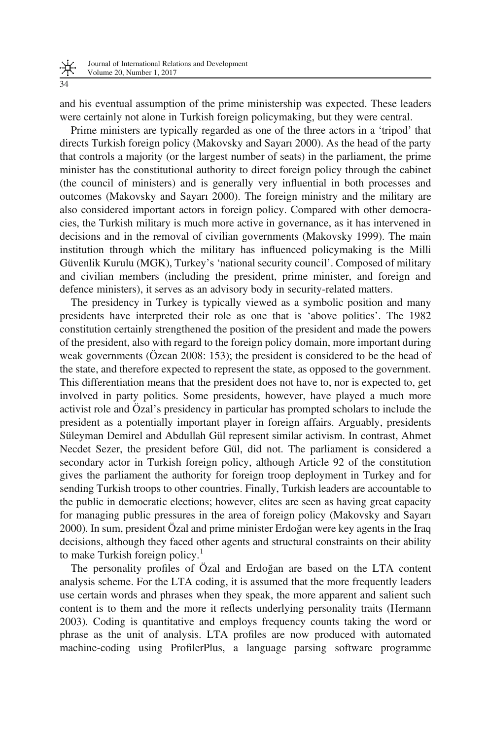and his eventual assumption of the prime ministership was expected. These leaders were certainly not alone in Turkish foreign policymaking, but they were central.

Prime ministers are typically regarded as one of the three actors in a 'tripod' that directs Turkish foreign policy (Makovsky and Sayarı 2000). As the head of the party that controls a majority (or the largest number of seats) in the parliament, the prime minister has the constitutional authority to direct foreign policy through the cabinet (the council of ministers) and is generally very influential in both processes and outcomes (Makovsky and Sayarı 2000). The foreign ministry and the military are also considered important actors in foreign policy. Compared with other democracies, the Turkish military is much more active in governance, as it has intervened in decisions and in the removal of civilian governments (Makovsky 1999). The main institution through which the military has influenced policymaking is the Milli Güvenlik Kurulu (MGK), Turkey's 'national security council'. Composed of military and civilian members (including the president, prime minister, and foreign and defence ministers), it serves as an advisory body in security-related matters.

The presidency in Turkey is typically viewed as a symbolic position and many presidents have interpreted their role as one that is 'above politics'. The 1982 constitution certainly strengthened the position of the president and made the powers of the president, also with regard to the foreign policy domain, more important during weak governments (Özcan 2008: 153); the president is considered to be the head of the state, and therefore expected to represent the state, as opposed to the government. This differentiation means that the president does not have to, nor is expected to, get involved in party politics. Some presidents, however, have played a much more activist role and Özal's presidency in particular has prompted scholars to include the president as a potentially important player in foreign affairs. Arguably, presidents Süleyman Demirel and Abdullah Gül represent similar activism. In contrast, Ahmet Necdet Sezer, the president before Gül, did not. The parliament is considered a secondary actor in Turkish foreign policy, although Article 92 of the constitution gives the parliament the authority for foreign troop deployment in Turkey and for sending Turkish troops to other countries. Finally, Turkish leaders are accountable to the public in democratic elections; however, elites are seen as having great capacity for managing public pressures in the area of foreign policy (Makovsky and Sayarı 2000). In sum, president Özal and prime minister Erdoğan were key agents in the Iraq decisions, although they faced other agents and structural constraints on their ability to make Turkish foreign policy.[1]

The personality profiles of Özal and Erdoğan are based on the LTA content analysis scheme. For the LTA coding, it is assumed that the more frequently leaders use certain words and phrases when they speak, the more apparent and salient such content is to them and the more it reflects underlying personality traits (Hermann 2003). Coding is quantitative and employs frequency counts taking the word or phrase as the unit of analysis. LTA profiles are now produced with automated machine-coding using ProfilerPlus, a language parsing software programme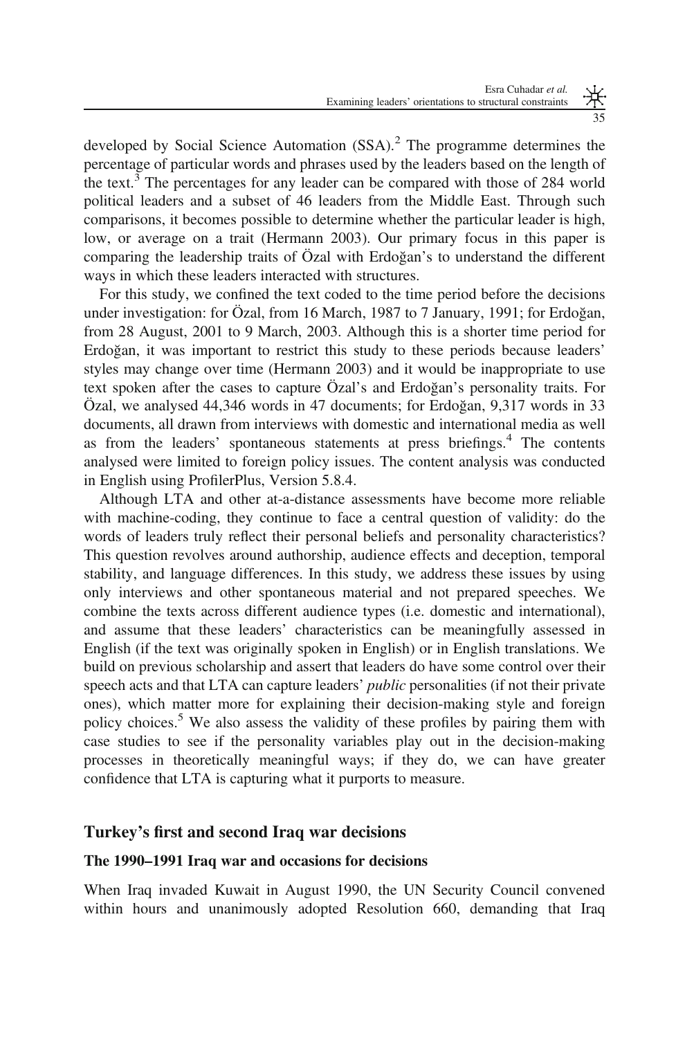developed by Social Science Automation (SSA).[2] The programme determines the percentage of particular words and phrases used by the leaders based on the length of the text.[3] The percentages for any leader can be compared with those of 284 world political leaders and a subset of 46 leaders from the Middle East. Through such comparisons, it becomes possible to determine whether the particular leader is high, low, or average on a trait (Hermann 2003). Our primary focus in this paper is comparing the leadership traits of Özal with Erdoğan's to understand the different ways in which these leaders interacted with structures.

For this study, we confined the text coded to the time period before the decisions under investigation: for Özal, from 16 March, 1987 to 7 January, 1991; for Erdoğan, from 28 August, 2001 to 9 March, 2003. Although this is a shorter time period for Erdoğan, it was important to restrict this study to these periods because leaders' styles may change over time (Hermann 2003) and it would be inappropriate to use text spoken after the cases to capture Özal's and Erdoğan's personality traits. For Özal, we analysed 44,346 words in 47 documents; for Erdoğan, 9,317 words in 33 documents, all drawn from interviews with domestic and international media as well as from the leaders' spontaneous statements at press briefings.[4] The contents analysed were limited to foreign policy issues. The content analysis was conducted in English using ProfilerPlus, Version 5.8.4.

Although LTA and other at-a-distance assessments have become more reliable with machine-coding, they continue to face a central question of validity: do the words of leaders truly reflect their personal beliefs and personality characteristics? This question revolves around authorship, audience effects and deception, temporal stability, and language differences. In this study, we address these issues by using only interviews and other spontaneous material and not prepared speeches. We combine the texts across different audience types (i.e. domestic and international), and assume that these leaders' characteristics can be meaningfully assessed in English (if the text was originally spoken in English) or in English translations. We build on previous scholarship and assert that leaders do have some control over their speech acts and that LTA can capture leaders' *public* personalities (if not their private ones), which matter more for explaining their decision-making style and foreign policy choices.[5] We also assess the validity of these profiles by pairing them with case studies to see if the personality variables play out in the decision-making processes in theoretically meaningful ways; if they do, we can have greater confidence that LTA is capturing what it purports to measure.

## Turkey's first and second Iraq war decisions

### The 1990–1991 Iraq war and occasions for decisions

When Iraq invaded Kuwait in August 1990, the UN Security Council convened within hours and unanimously adopted Resolution 660, demanding that Iraq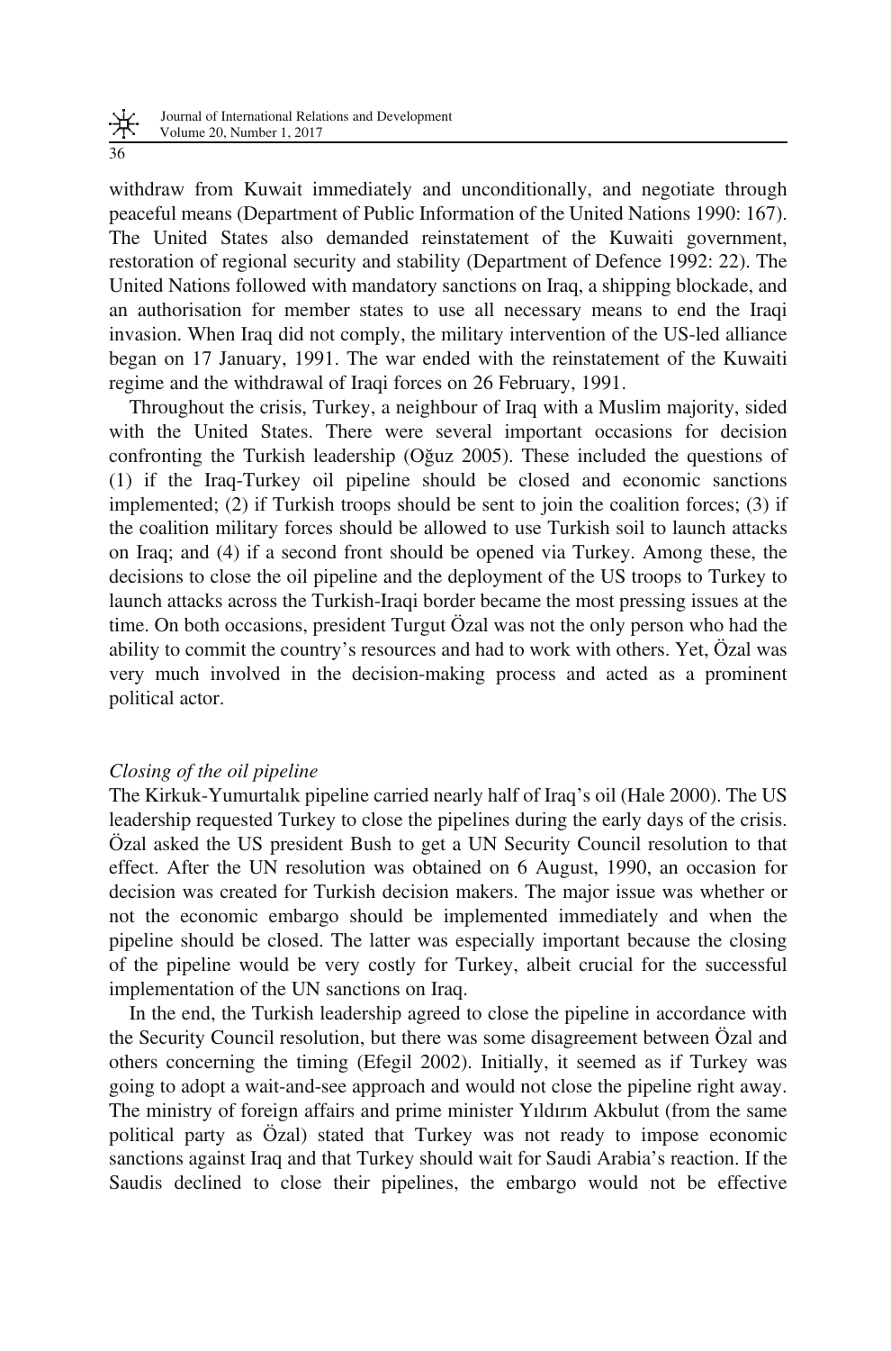withdraw from Kuwait immediately and unconditionally, and negotiate through peaceful means (Department of Public Information of the United Nations 1990: 167). The United States also demanded reinstatement of the Kuwaiti government, restoration of regional security and stability (Department of Defence 1992: 22). The United Nations followed with mandatory sanctions on Iraq, a shipping blockade, and an authorisation for member states to use all necessary means to end the Iraqi invasion. When Iraq did not comply, the military intervention of the US-led alliance began on 17 January, 1991. The war ended with the reinstatement of the Kuwaiti regime and the withdrawal of Iraqi forces on 26 February, 1991.

Throughout the crisis, Turkey, a neighbour of Iraq with a Muslim majority, sided with the United States. There were several important occasions for decision confronting the Turkish leadership (Oğuz 2005). These included the questions of (1) if the Iraq-Turkey oil pipeline should be closed and economic sanctions implemented; (2) if Turkish troops should be sent to join the coalition forces; (3) if the coalition military forces should be allowed to use Turkish soil to launch attacks on Iraq; and (4) if a second front should be opened via Turkey. Among these, the decisions to close the oil pipeline and the deployment of the US troops to Turkey to launch attacks across the Turkish-Iraqi border became the most pressing issues at the time. On both occasions, president Turgut Özal was not the only person who had the ability to commit the country's resources and had to work with others. Yet, Özal was very much involved in the decision-making process and acted as a prominent political actor.

*Closing of the oil pipeline*

The Kirkuk-Yumurtalık pipeline carried nearly half of Iraq's oil (Hale 2000). The US leadership requested Turkey to close the pipelines during the early days of the crisis. Özal asked the US president Bush to get a UN Security Council resolution to that effect. After the UN resolution was obtained on 6 August, 1990, an occasion for decision was created for Turkish decision makers. The major issue was whether or not the economic embargo should be implemented immediately and when the pipeline should be closed. The latter was especially important because the closing of the pipeline would be very costly for Turkey, albeit crucial for the successful implementation of the UN sanctions on Iraq.

In the end, the Turkish leadership agreed to close the pipeline in accordance with the Security Council resolution, but there was some disagreement between Özal and others concerning the timing (Efegil 2002). Initially, it seemed as if Turkey was going to adopt a wait-and-see approach and would not close the pipeline right away. The ministry of foreign affairs and prime minister Yıldırım Akbulut (from the same political party as Özal) stated that Turkey was not ready to impose economic sanctions against Iraq and that Turkey should wait for Saudi Arabia's reaction. If the Saudis declined to close their pipelines, the embargo would not be effective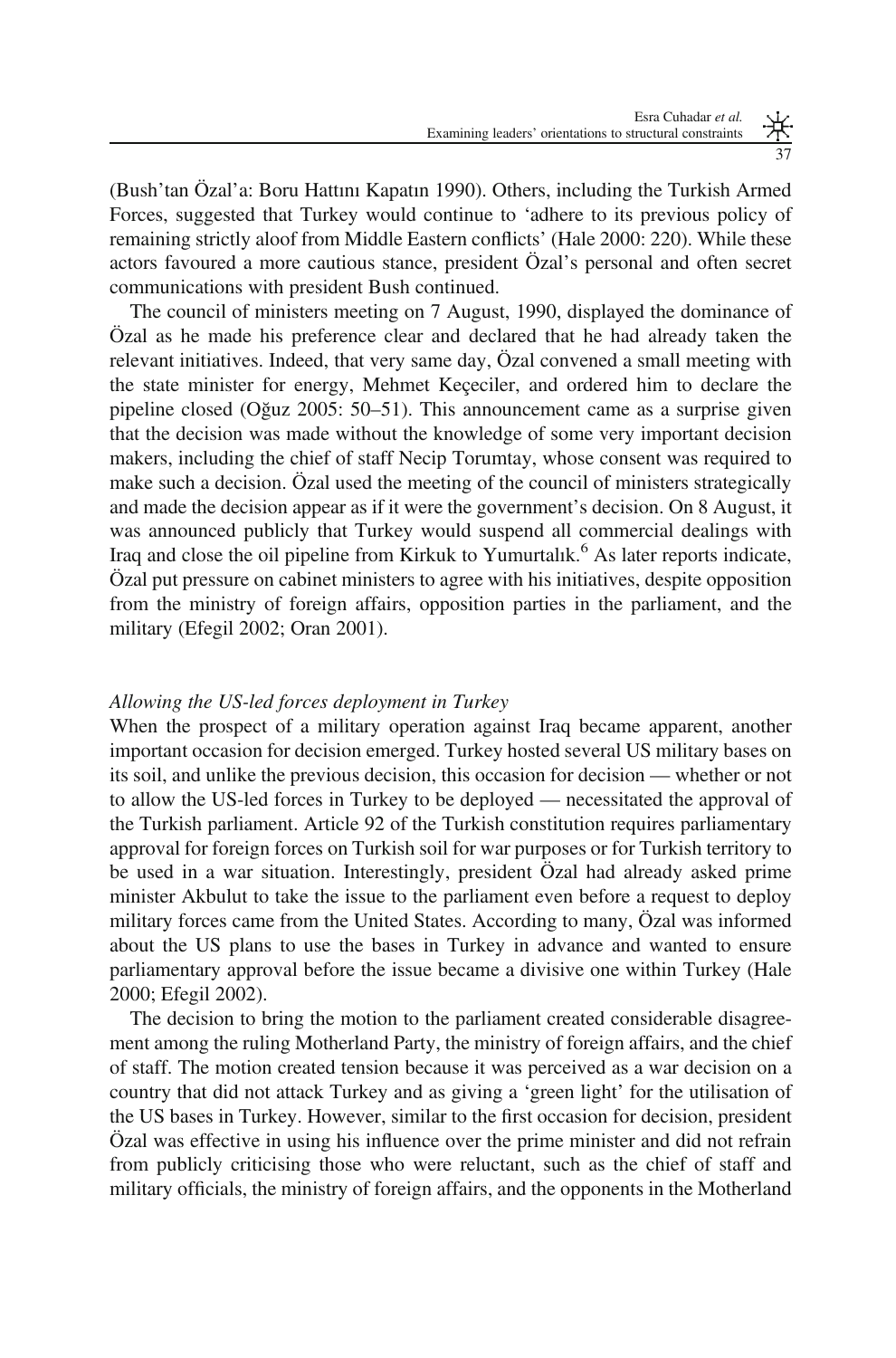(Bush'tan Özal'a: Boru Hattını Kapatın 1990). Others, including the Turkish Armed Forces, suggested that Turkey would continue to 'adhere to its previous policy of remaining strictly aloof from Middle Eastern conflicts' (Hale 2000: 220). While these actors favoured a more cautious stance, president Özal's personal and often secret communications with president Bush continued.

The council of ministers meeting on 7 August, 1990, displayed the dominance of Özal as he made his preference clear and declared that he had already taken the relevant initiatives. Indeed, that very same day, Özal convened a small meeting with the state minister for energy, Mehmet Keçeciler, and ordered him to declare the pipeline closed (Oğuz 2005: 50–51). This announcement came as a surprise given that the decision was made without the knowledge of some very important decision makers, including the chief of staff Necip Torumtay, whose consent was required to make such a decision. Özal used the meeting of the council of ministers strategically and made the decision appear as if it were the government's decision. On 8 August, it was announced publicly that Turkey would suspend all commercial dealings with Iraq and close the oil pipeline from Kirkuk to Yumurtalık.[6] As later reports indicate, Özal put pressure on cabinet ministers to agree with his initiatives, despite opposition from the ministry of foreign affairs, opposition parties in the parliament, and the military (Efegil 2002; Oran 2001).

*Allowing the US-led forces deployment in Turkey*

When the prospect of a military operation against Iraq became apparent, another important occasion for decision emerged. Turkey hosted several US military bases on its soil, and unlike the previous decision, this occasion for decision — whether or not to allow the US-led forces in Turkey to be deployed — necessitated the approval of the Turkish parliament. Article 92 of the Turkish constitution requires parliamentary approval for foreign forces on Turkish soil for war purposes or for Turkish territory to be used in a war situation. Interestingly, president Özal had already asked prime minister Akbulut to take the issue to the parliament even before a request to deploy military forces came from the United States. According to many, Özal was informed about the US plans to use the bases in Turkey in advance and wanted to ensure parliamentary approval before the issue became a divisive one within Turkey (Hale 2000; Efegil 2002).

The decision to bring the motion to the parliament created considerable disagreement among the ruling Motherland Party, the ministry of foreign affairs, and the chief of staff. The motion created tension because it was perceived as a war decision on a country that did not attack Turkey and as giving a 'green light' for the utilisation of the US bases in Turkey. However, similar to the first occasion for decision, president Özal was effective in using his influence over the prime minister and did not refrain from publicly criticising those who were reluctant, such as the chief of staff and military officials, the ministry of foreign affairs, and the opponents in the Motherland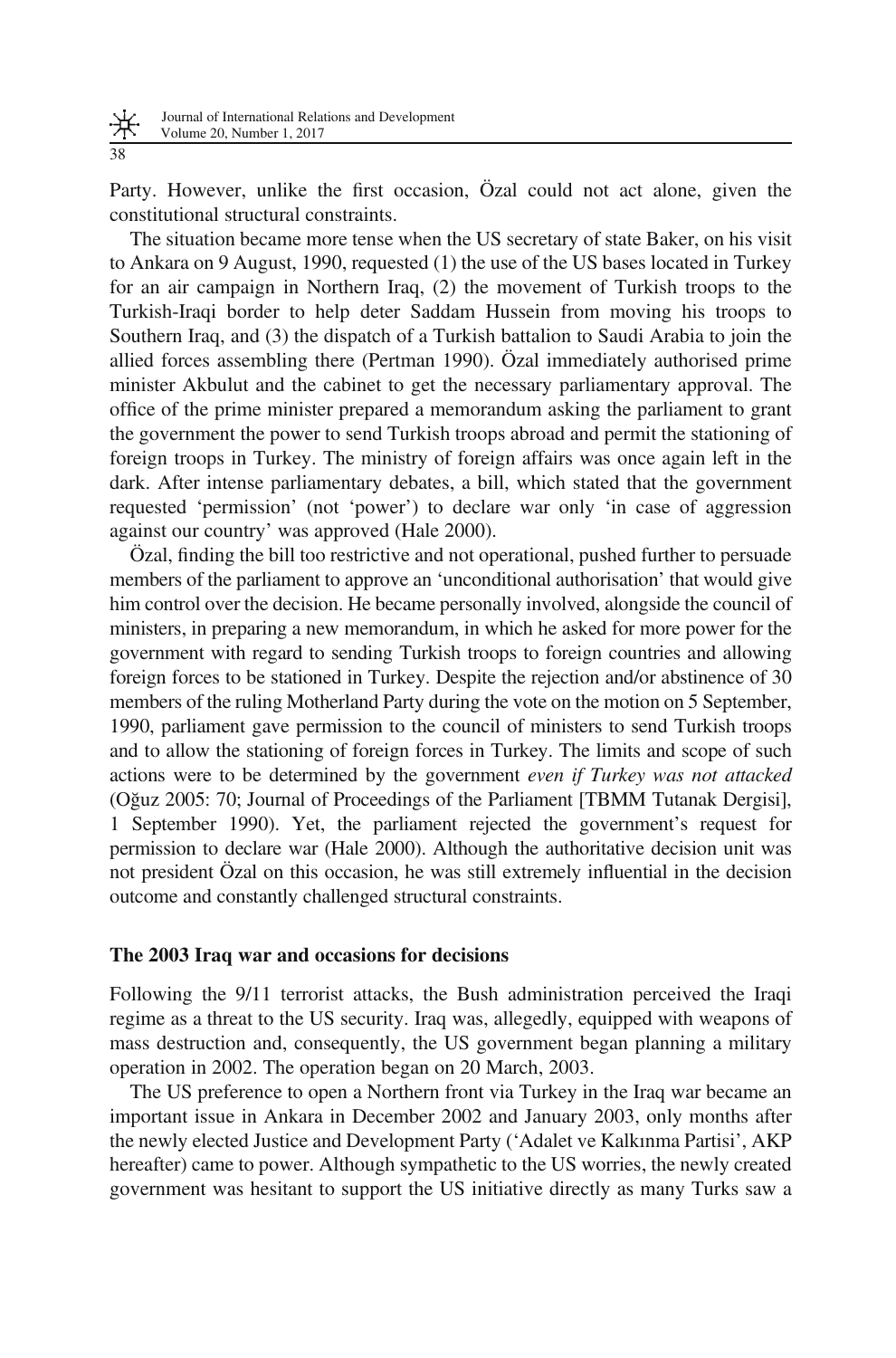Party. However, unlike the first occasion, Özal could not act alone, given the constitutional structural constraints.

The situation became more tense when the US secretary of state Baker, on his visit to Ankara on 9 August, 1990, requested (1) the use of the US bases located in Turkey for an air campaign in Northern Iraq, (2) the movement of Turkish troops to the Turkish-Iraqi border to help deter Saddam Hussein from moving his troops to Southern Iraq, and (3) the dispatch of a Turkish battalion to Saudi Arabia to join the allied forces assembling there (Pertman 1990). Özal immediately authorised prime minister Akbulut and the cabinet to get the necessary parliamentary approval. The office of the prime minister prepared a memorandum asking the parliament to grant the government the power to send Turkish troops abroad and permit the stationing of foreign troops in Turkey. The ministry of foreign affairs was once again left in the dark. After intense parliamentary debates, a bill, which stated that the government requested 'permission' (not 'power') to declare war only 'in case of aggression against our country' was approved (Hale 2000).

Özal, finding the bill too restrictive and not operational, pushed further to persuade members of the parliament to approve an 'unconditional authorisation' that would give him control over the decision. He became personally involved, alongside the council of ministers, in preparing a new memorandum, in which he asked for more power for the government with regard to sending Turkish troops to foreign countries and allowing foreign forces to be stationed in Turkey. Despite the rejection and/or abstinence of 30 members of the ruling Motherland Party during the vote on the motion on 5 September, 1990, parliament gave permission to the council of ministers to send Turkish troops and to allow the stationing of foreign forces in Turkey. The limits and scope of such actions were to be determined by the government *even if Turkey was not attacked* (Oğuz 2005: 70; Journal of Proceedings of the Parliament [TBMM Tutanak Dergisi], 1 September 1990). Yet, the parliament rejected the government's request for permission to declare war (Hale 2000). Although the authoritative decision unit was not president Özal on this occasion, he was still extremely influential in the decision outcome and constantly challenged structural constraints.

### The 2003 Iraq war and occasions for decisions

Following the 9/11 terrorist attacks, the Bush administration perceived the Iraqi regime as a threat to the US security. Iraq was, allegedly, equipped with weapons of mass destruction and, consequently, the US government began planning a military operation in 2002. The operation began on 20 March, 2003.

The US preference to open a Northern front via Turkey in the Iraq war became an important issue in Ankara in December 2002 and January 2003, only months after the newly elected Justice and Development Party ('Adalet ve Kalkınma Partisi', AKP hereafter) came to power. Although sympathetic to the US worries, the newly created government was hesitant to support the US initiative directly as many Turks saw a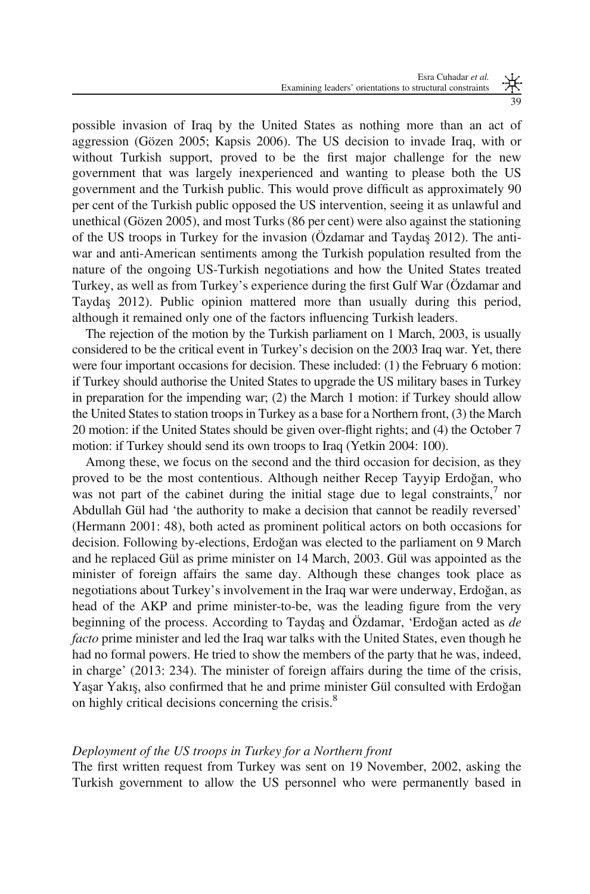possible invasion of Iraq by the United States as nothing more than an act of aggression (Gözen 2005; Kapsis 2006). The US decision to invade Iraq, with or without Turkish support, proved to be the first major challenge for the new government that was largely inexperienced and wanting to please both the US government and the Turkish public. This would prove difficult as approximately 90 per cent of the Turkish public opposed the US intervention, seeing it as unlawful and unethical (Gözen 2005), and most Turks (86 per cent) were also against the stationing of the US troops in Turkey for the invasion (Özdamar and Taydaş 2012). The anti-war and anti-American sentiments among the Turkish population resulted from the nature of the ongoing US-Turkish negotiations and how the United States treated Turkey, as well as from Turkey's experience during the first Gulf War (Özdamar and Taydaş 2012). Public opinion mattered more than usually during this period, although it remained only one of the factors influencing Turkish leaders.

The rejection of the motion by the Turkish parliament on 1 March, 2003, is usually considered to be the critical event in Turkey's decision on the 2003 Iraq war. Yet, there were four important occasions for decision. These included: (1) the February 6 motion: if Turkey should authorise the United States to upgrade the US military bases in Turkey in preparation for the impending war; (2) the March 1 motion: if Turkey should allow the United States to station troops in Turkey as a base for a Northern front, (3) the March 20 motion: if the United States should be given over-flight rights; and (4) the October 7 motion: if Turkey should send its own troops to Iraq (Yetkin 2004: 100).

Among these, we focus on the second and the third occasion for decision, as they proved to be the most contentious. Although neither Recep Tayyip Erdoğan, who was not part of the cabinet during the initial stage due to legal constraints,[7] nor Abdullah Gül had 'the authority to make a decision that cannot be readily reversed' (Hermann 2001: 48), both acted as prominent political actors on both occasions for decision. Following by-elections, Erdoğan was elected to the parliament on 9 March and he replaced Gül as prime minister on 14 March, 2003. Gül was appointed as the minister of foreign affairs the same day. Although these changes took place as negotiations about Turkey's involvement in the Iraq war were underway, Erdoğan, as head of the AKP and prime minister-to-be, was the leading figure from the very beginning of the process. According to Taydaş and Özdamar, 'Erdoğan acted as *de facto* prime minister and led the Iraq war talks with the United States, even though he had no formal powers. He tried to show the members of the party that he was, indeed, in charge' (2013: 234). The minister of foreign affairs during the time of the crisis, Yaşar Yakış, also confirmed that he and prime minister Gül consulted with Erdoğan on highly critical decisions concerning the crisis.[8]

*Deployment of the US troops in Turkey for a Northern front*

The first written request from Turkey was sent on 19 November, 2002, asking the Turkish government to allow the US personnel who were permanently based in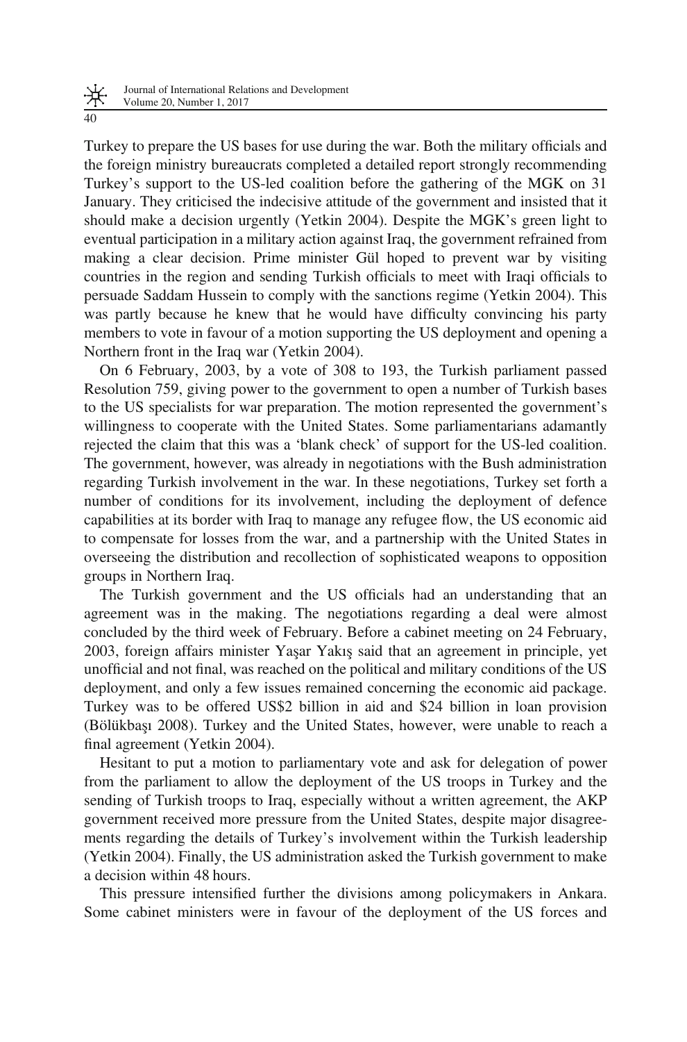Turkey to prepare the US bases for use during the war. Both the military officials and the foreign ministry bureaucrats completed a detailed report strongly recommending Turkey's support to the US-led coalition before the gathering of the MGK on 31 January. They criticised the indecisive attitude of the government and insisted that it should make a decision urgently (Yetkin 2004). Despite the MGK's green light to eventual participation in a military action against Iraq, the government refrained from making a clear decision. Prime minister Gül hoped to prevent war by visiting countries in the region and sending Turkish officials to meet with Iraqi officials to persuade Saddam Hussein to comply with the sanctions regime (Yetkin 2004). This was partly because he knew that he would have difficulty convincing his party members to vote in favour of a motion supporting the US deployment and opening a Northern front in the Iraq war (Yetkin 2004).

On 6 February, 2003, by a vote of 308 to 193, the Turkish parliament passed Resolution 759, giving power to the government to open a number of Turkish bases to the US specialists for war preparation. The motion represented the government's willingness to cooperate with the United States. Some parliamentarians adamantly rejected the claim that this was a 'blank check' of support for the US-led coalition. The government, however, was already in negotiations with the Bush administration regarding Turkish involvement in the war. In these negotiations, Turkey set forth a number of conditions for its involvement, including the deployment of defence capabilities at its border with Iraq to manage any refugee flow, the US economic aid to compensate for losses from the war, and a partnership with the United States in overseeing the distribution and recollection of sophisticated weapons to opposition groups in Northern Iraq.

The Turkish government and the US officials had an understanding that an agreement was in the making. The negotiations regarding a deal were almost concluded by the third week of February. Before a cabinet meeting on 24 February, 2003, foreign affairs minister Yaşar Yakış said that an agreement in principle, yet unofficial and not final, was reached on the political and military conditions of the US deployment, and only a few issues remained concerning the economic aid package. Turkey was to be offered US$2 billion in aid and $24 billion in loan provision (Bölükbaşı 2008). Turkey and the United States, however, were unable to reach a final agreement (Yetkin 2004).

Hesitant to put a motion to parliamentary vote and ask for delegation of power from the parliament to allow the deployment of the US troops in Turkey and the sending of Turkish troops to Iraq, especially without a written agreement, the AKP government received more pressure from the United States, despite major disagreements regarding the details of Turkey's involvement within the Turkish leadership (Yetkin 2004). Finally, the US administration asked the Turkish government to make a decision within 48 hours.

This pressure intensified further the divisions among policymakers in Ankara. Some cabinet ministers were in favour of the deployment of the US forces and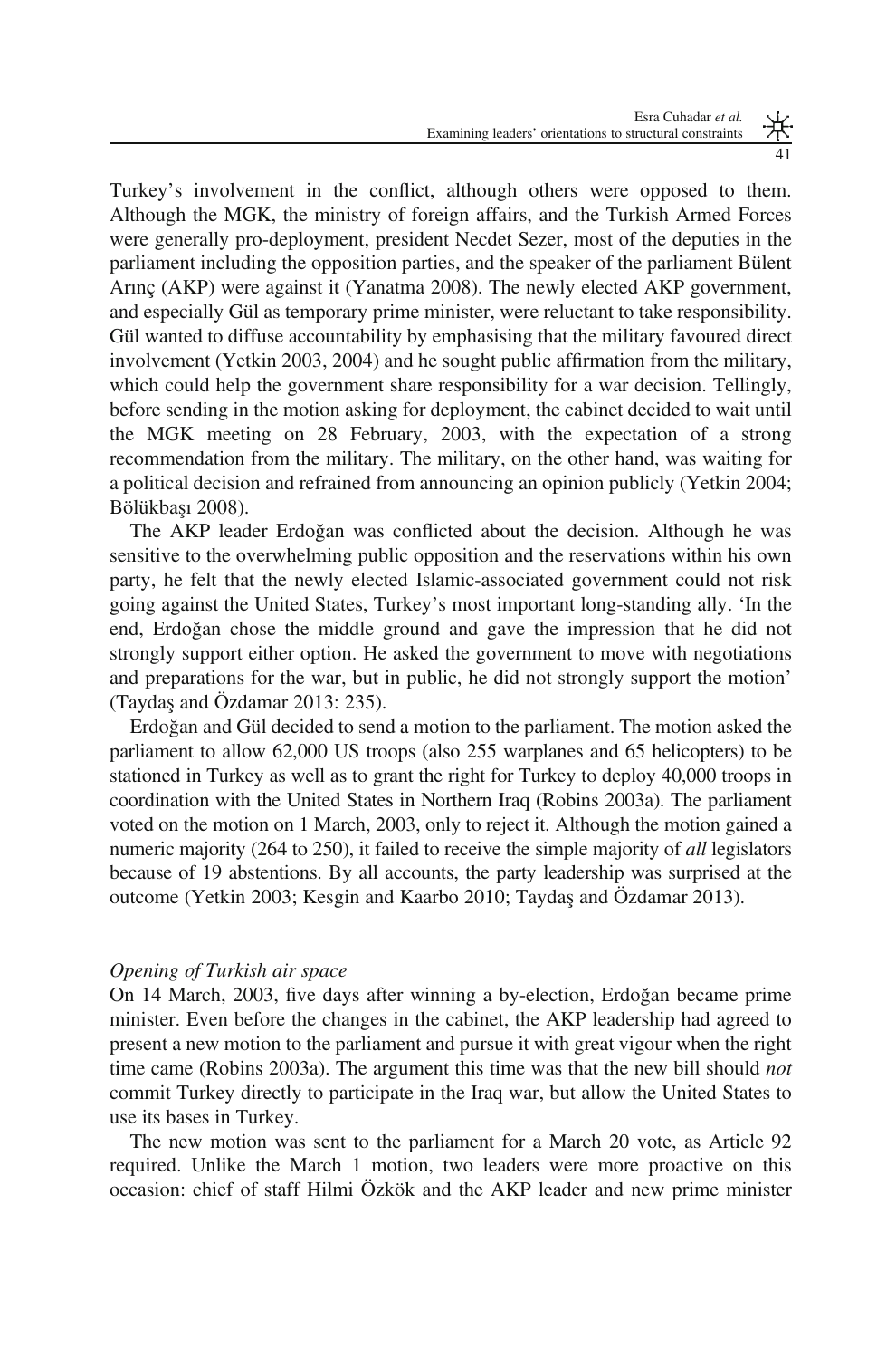Turkey's involvement in the conflict, although others were opposed to them. Although the MGK, the ministry of foreign affairs, and the Turkish Armed Forces were generally pro-deployment, president Necdet Sezer, most of the deputies in the parliament including the opposition parties, and the speaker of the parliament Bülent Arınç (AKP) were against it (Yanatma 2008). The newly elected AKP government, and especially Gül as temporary prime minister, were reluctant to take responsibility. Gül wanted to diffuse accountability by emphasising that the military favoured direct involvement (Yetkin 2003, 2004) and he sought public affirmation from the military, which could help the government share responsibility for a war decision. Tellingly, before sending in the motion asking for deployment, the cabinet decided to wait until the MGK meeting on 28 February, 2003, with the expectation of a strong recommendation from the military. The military, on the other hand, was waiting for a political decision and refrained from announcing an opinion publicly (Yetkin 2004; Bölükbaşı 2008).

The AKP leader Erdoğan was conflicted about the decision. Although he was sensitive to the overwhelming public opposition and the reservations within his own party, he felt that the newly elected Islamic-associated government could not risk going against the United States, Turkey's most important long-standing ally. 'In the end, Erdoğan chose the middle ground and gave the impression that he did not strongly support either option. He asked the government to move with negotiations and preparations for the war, but in public, he did not strongly support the motion' (Taydaş and Özdamar 2013: 235).

Erdoğan and Gül decided to send a motion to the parliament. The motion asked the parliament to allow 62,000 US troops (also 255 warplanes and 65 helicopters) to be stationed in Turkey as well as to grant the right for Turkey to deploy 40,000 troops in coordination with the United States in Northern Iraq (Robins 2003a). The parliament voted on the motion on 1 March, 2003, only to reject it. Although the motion gained a numeric majority (264 to 250), it failed to receive the simple majority of *all* legislators because of 19 abstentions. By all accounts, the party leadership was surprised at the outcome (Yetkin 2003; Kesgin and Kaarbo 2010; Taydaş and Özdamar 2013).

*Opening of Turkish air space*

On 14 March, 2003, five days after winning a by-election, Erdoğan became prime minister. Even before the changes in the cabinet, the AKP leadership had agreed to present a new motion to the parliament and pursue it with great vigour when the right time came (Robins 2003a). The argument this time was that the new bill should *not* commit Turkey directly to participate in the Iraq war, but allow the United States to use its bases in Turkey.

The new motion was sent to the parliament for a March 20 vote, as Article 92 required. Unlike the March 1 motion, two leaders were more proactive on this occasion: chief of staff Hilmi Özkök and the AKP leader and new prime minister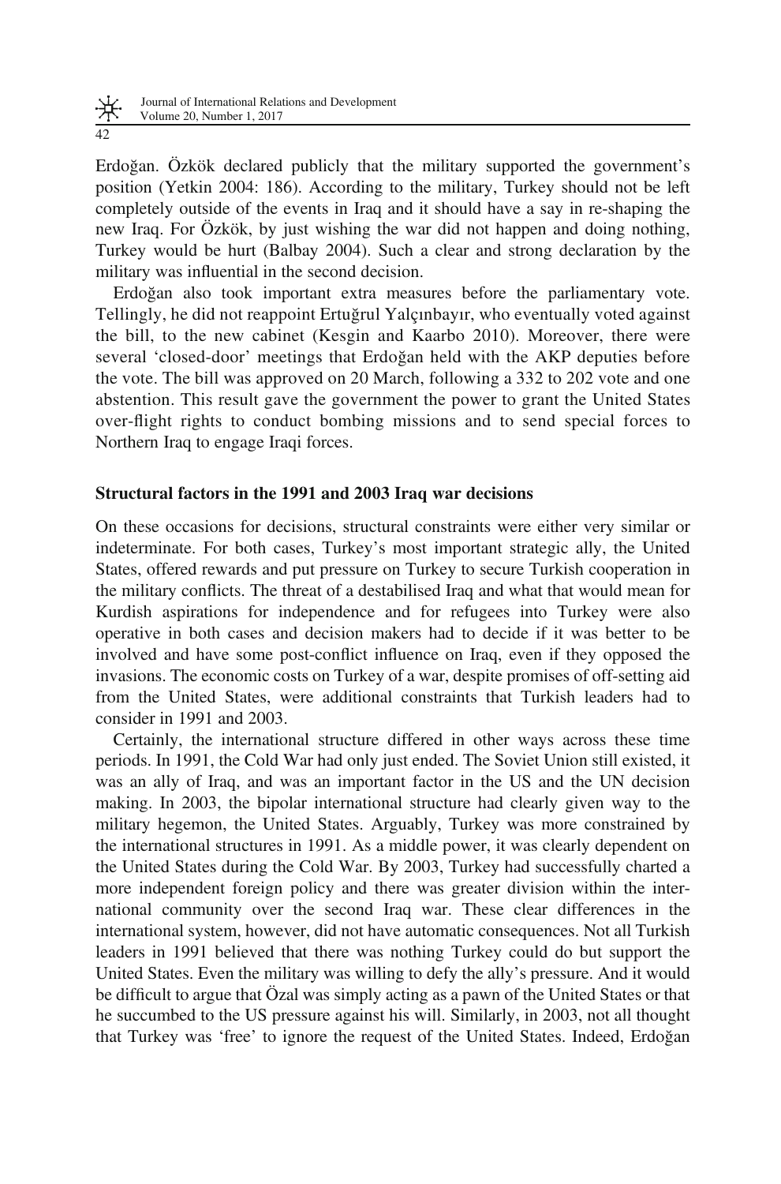Erdoğan. Özkök declared publicly that the military supported the government's position (Yetkin 2004: 186). According to the military, Turkey should not be left completely outside of the events in Iraq and it should have a say in re-shaping the new Iraq. For Özkök, by just wishing the war did not happen and doing nothing, Turkey would be hurt (Balbay 2004). Such a clear and strong declaration by the military was influential in the second decision.

Erdoğan also took important extra measures before the parliamentary vote. Tellingly, he did not reappoint Ertuğrul Yalçınbayır, who eventually voted against the bill, to the new cabinet (Kesgin and Kaarbo 2010). Moreover, there were several 'closed-door' meetings that Erdoğan held with the AKP deputies before the vote. The bill was approved on 20 March, following a 332 to 202 vote and one abstention. This result gave the government the power to grant the United States over-flight rights to conduct bombing missions and to send special forces to Northern Iraq to engage Iraqi forces.

## Structural factors in the 1991 and 2003 Iraq war decisions

On these occasions for decisions, structural constraints were either very similar or indeterminate. For both cases, Turkey's most important strategic ally, the United States, offered rewards and put pressure on Turkey to secure Turkish cooperation in the military conflicts. The threat of a destabilised Iraq and what that would mean for Kurdish aspirations for independence and for refugees into Turkey were also operative in both cases and decision makers had to decide if it was better to be involved and have some post-conflict influence on Iraq, even if they opposed the invasions. The economic costs on Turkey of a war, despite promises of off-setting aid from the United States, were additional constraints that Turkish leaders had to consider in 1991 and 2003.

Certainly, the international structure differed in other ways across these time periods. In 1991, the Cold War had only just ended. The Soviet Union still existed, it was an ally of Iraq, and was an important factor in the US and the UN decision making. In 2003, the bipolar international structure had clearly given way to the military hegemon, the United States. Arguably, Turkey was more constrained by the international structures in 1991. As a middle power, it was clearly dependent on the United States during the Cold War. By 2003, Turkey had successfully charted a more independent foreign policy and there was greater division within the international community over the second Iraq war. These clear differences in the international system, however, did not have automatic consequences. Not all Turkish leaders in 1991 believed that there was nothing Turkey could do but support the United States. Even the military was willing to defy the ally's pressure. And it would be difficult to argue that Özal was simply acting as a pawn of the United States or that he succumbed to the US pressure against his will. Similarly, in 2003, not all thought that Turkey was 'free' to ignore the request of the United States. Indeed, Erdoğan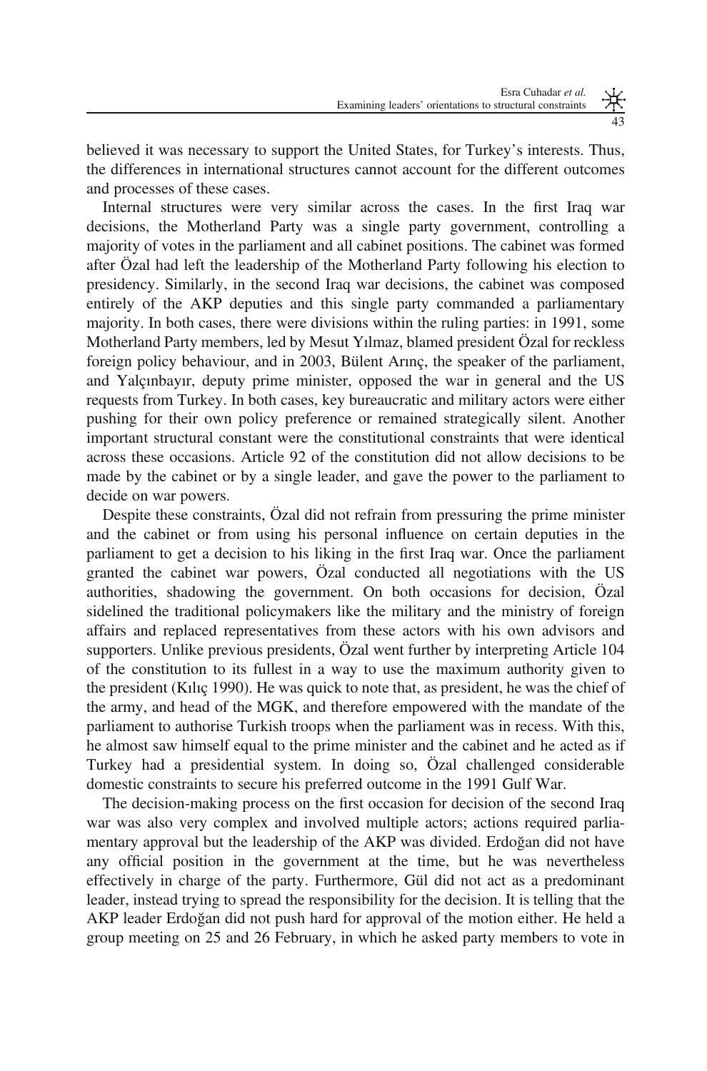believed it was necessary to support the United States, for Turkey's interests. Thus, the differences in international structures cannot account for the different outcomes and processes of these cases.

Internal structures were very similar across the cases. In the first Iraq war decisions, the Motherland Party was a single party government, controlling a majority of votes in the parliament and all cabinet positions. The cabinet was formed after Özal had left the leadership of the Motherland Party following his election to presidency. Similarly, in the second Iraq war decisions, the cabinet was composed entirely of the AKP deputies and this single party commanded a parliamentary majority. In both cases, there were divisions within the ruling parties: in 1991, some Motherland Party members, led by Mesut Yılmaz, blamed president Özal for reckless foreign policy behaviour, and in 2003, Bülent Arınç, the speaker of the parliament, and Yalçınbayır, deputy prime minister, opposed the war in general and the US requests from Turkey. In both cases, key bureaucratic and military actors were either pushing for their own policy preference or remained strategically silent. Another important structural constant were the constitutional constraints that were identical across these occasions. Article 92 of the constitution did not allow decisions to be made by the cabinet or by a single leader, and gave the power to the parliament to decide on war powers.

Despite these constraints, Özal did not refrain from pressuring the prime minister and the cabinet or from using his personal influence on certain deputies in the parliament to get a decision to his liking in the first Iraq war. Once the parliament granted the cabinet war powers, Özal conducted all negotiations with the US authorities, shadowing the government. On both occasions for decision, Özal sidelined the traditional policymakers like the military and the ministry of foreign affairs and replaced representatives from these actors with his own advisors and supporters. Unlike previous presidents, Özal went further by interpreting Article 104 of the constitution to its fullest in a way to use the maximum authority given to the president (Kılıç 1990). He was quick to note that, as president, he was the chief of the army, and head of the MGK, and therefore empowered with the mandate of the parliament to authorise Turkish troops when the parliament was in recess. With this, he almost saw himself equal to the prime minister and the cabinet and he acted as if Turkey had a presidential system. In doing so, Özal challenged considerable domestic constraints to secure his preferred outcome in the 1991 Gulf War.

The decision-making process on the first occasion for decision of the second Iraq war was also very complex and involved multiple actors; actions required parliamentary approval but the leadership of the AKP was divided. Erdoğan did not have any official position in the government at the time, but he was nevertheless effectively in charge of the party. Furthermore, Gül did not act as a predominant leader, instead trying to spread the responsibility for the decision. It is telling that the AKP leader Erdoğan did not push hard for approval of the motion either. He held a group meeting on 25 and 26 February, in which he asked party members to vote in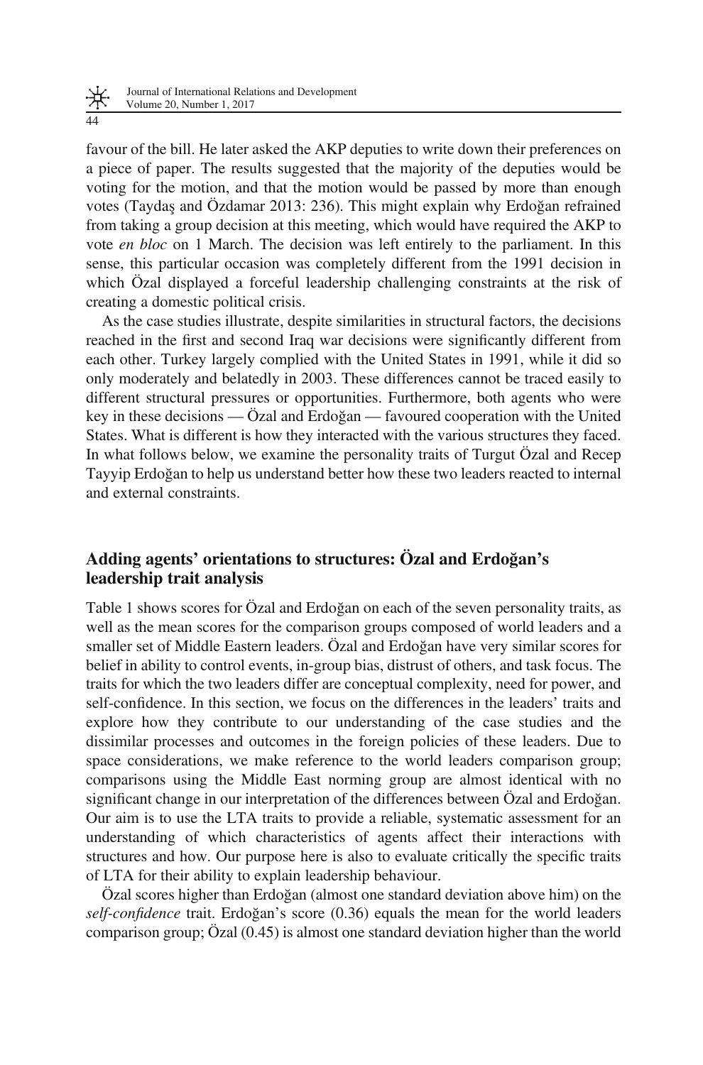favour of the bill. He later asked the AKP deputies to write down their preferences on a piece of paper. The results suggested that the majority of the deputies would be voting for the motion, and that the motion would be passed by more than enough votes (Taydaş and Özdamar 2013: 236). This might explain why Erdoğan refrained from taking a group decision at this meeting, which would have required the AKP to vote *en bloc* on 1 March. The decision was left entirely to the parliament. In this sense, this particular occasion was completely different from the 1991 decision in which Özal displayed a forceful leadership challenging constraints at the risk of creating a domestic political crisis.

As the case studies illustrate, despite similarities in structural factors, the decisions reached in the first and second Iraq war decisions were significantly different from each other. Turkey largely complied with the United States in 1991, while it did so only moderately and belatedly in 2003. These differences cannot be traced easily to different structural pressures or opportunities. Furthermore, both agents who were key in these decisions — Özal and Erdoğan — favoured cooperation with the United States. What is different is how they interacted with the various structures they faced. In what follows below, we examine the personality traits of Turgut Özal and Recep Tayyip Erdoğan to help us understand better how these two leaders reacted to internal and external constraints.

## Adding agents' orientations to structures: Özal and Erdoğan's leadership trait analysis

Table 1 shows scores for Özal and Erdoğan on each of the seven personality traits, as well as the mean scores for the comparison groups composed of world leaders and a smaller set of Middle Eastern leaders. Özal and Erdoğan have very similar scores for belief in ability to control events, in-group bias, distrust of others, and task focus. The traits for which the two leaders differ are conceptual complexity, need for power, and self-confidence. In this section, we focus on the differences in the leaders' traits and explore how they contribute to our understanding of the case studies and the dissimilar processes and outcomes in the foreign policies of these leaders. Due to space considerations, we make reference to the world leaders comparison group; comparisons using the Middle East norming group are almost identical with no significant change in our interpretation of the differences between Özal and Erdoğan. Our aim is to use the LTA traits to provide a reliable, systematic assessment for an understanding of which characteristics of agents affect their interactions with structures and how. Our purpose here is also to evaluate critically the specific traits of LTA for their ability to explain leadership behaviour.

Özal scores higher than Erdoğan (almost one standard deviation above him) on the *self-confidence* trait. Erdoğan's score (0.36) equals the mean for the world leaders comparison group; Özal (0.45) is almost one standard deviation higher than the world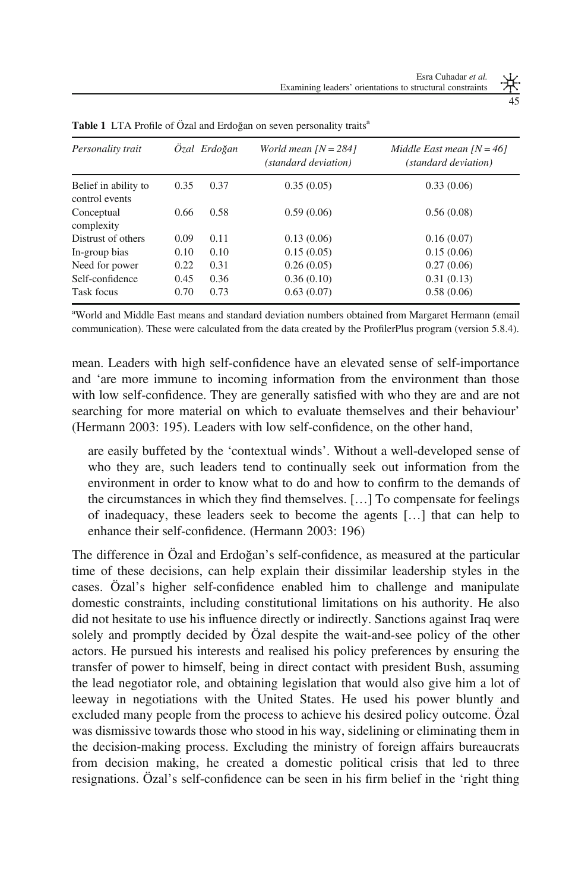**Table 1** LTA Profile of Özal and Erdoğan on seven personality traits[a]

| *Personality trait* | *Özal* | *Erdoğan* | *World mean [N = 284] (standard deviation)* | *Middle East mean [N = 46] (standard deviation)* |
|---|---|---|---|---|
| Belief in ability to control events | 0.35 | 0.37 | 0.35 (0.05) | 0.33 (0.06) |
| Conceptual complexity | 0.66 | 0.58 | 0.59 (0.06) | 0.56 (0.08) |
| Distrust of others | 0.09 | 0.11 | 0.13 (0.06) | 0.16 (0.07) |
| In-group bias | 0.10 | 0.10 | 0.15 (0.05) | 0.15 (0.06) |
| Need for power | 0.22 | 0.31 | 0.26 (0.05) | 0.27 (0.06) |
| Self-confidence | 0.45 | 0.36 | 0.36 (0.10) | 0.31 (0.13) |
| Task focus | 0.70 | 0.73 | 0.63 (0.07) | 0.58 (0.06) |

[a]World and Middle East means and standard deviation numbers obtained from Margaret Hermann (email communication). These were calculated from the data created by the ProfilerPlus program (version 5.8.4).

mean. Leaders with high self-confidence have an elevated sense of self-importance and 'are more immune to incoming information from the environment than those with low self-confidence. They are generally satisfied with who they are and are not searching for more material on which to evaluate themselves and their behaviour' (Hermann 2003: 195). Leaders with low self-confidence, on the other hand,

> are easily buffeted by the 'contextual winds'. Without a well-developed sense of who they are, such leaders tend to continually seek out information from the environment in order to know what to do and how to confirm to the demands of the circumstances in which they find themselves. […] To compensate for feelings of inadequacy, these leaders seek to become the agents […] that can help to enhance their self-confidence. (Hermann 2003: 196)

The difference in Özal and Erdoğan's self-confidence, as measured at the particular time of these decisions, can help explain their dissimilar leadership styles in the cases. Özal's higher self-confidence enabled him to challenge and manipulate domestic constraints, including constitutional limitations on his authority. He also did not hesitate to use his influence directly or indirectly. Sanctions against Iraq were solely and promptly decided by Özal despite the wait-and-see policy of the other actors. He pursued his interests and realised his policy preferences by ensuring the transfer of power to himself, being in direct contact with president Bush, assuming the lead negotiator role, and obtaining legislation that would also give him a lot of leeway in negotiations with the United States. He used his power bluntly and excluded many people from the process to achieve his desired policy outcome. Özal was dismissive towards those who stood in his way, sidelining or eliminating them in the decision-making process. Excluding the ministry of foreign affairs bureaucrats from decision making, he created a domestic political crisis that led to three resignations. Özal's self-confidence can be seen in his firm belief in the 'right thing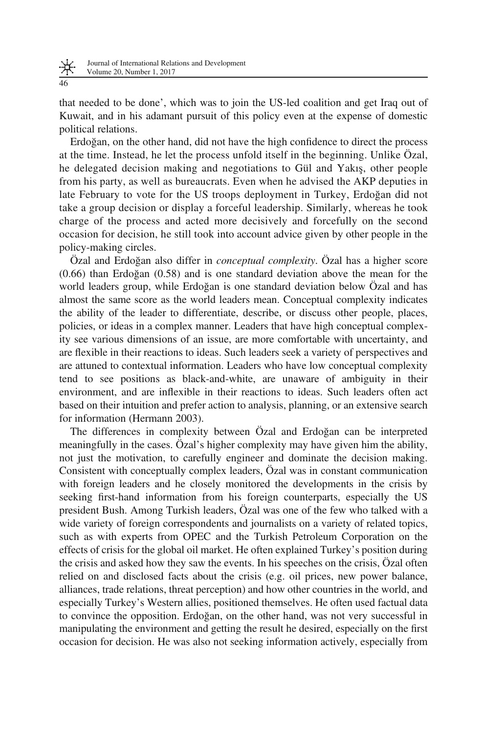that needed to be done', which was to join the US-led coalition and get Iraq out of Kuwait, and in his adamant pursuit of this policy even at the expense of domestic political relations.

Erdoğan, on the other hand, did not have the high confidence to direct the process at the time. Instead, he let the process unfold itself in the beginning. Unlike Özal, he delegated decision making and negotiations to Gül and Yakış, other people from his party, as well as bureaucrats. Even when he advised the AKP deputies in late February to vote for the US troops deployment in Turkey, Erdoğan did not take a group decision or display a forceful leadership. Similarly, whereas he took charge of the process and acted more decisively and forcefully on the second occasion for decision, he still took into account advice given by other people in the policy-making circles.

Özal and Erdoğan also differ in *conceptual complexity*. Özal has a higher score (0.66) than Erdoğan (0.58) and is one standard deviation above the mean for the world leaders group, while Erdoğan is one standard deviation below Özal and has almost the same score as the world leaders mean. Conceptual complexity indicates the ability of the leader to differentiate, describe, or discuss other people, places, policies, or ideas in a complex manner. Leaders that have high conceptual complexity see various dimensions of an issue, are more comfortable with uncertainty, and are flexible in their reactions to ideas. Such leaders seek a variety of perspectives and are attuned to contextual information. Leaders who have low conceptual complexity tend to see positions as black-and-white, are unaware of ambiguity in their environment, and are inflexible in their reactions to ideas. Such leaders often act based on their intuition and prefer action to analysis, planning, or an extensive search for information (Hermann 2003).

The differences in complexity between Özal and Erdoğan can be interpreted meaningfully in the cases. Özal's higher complexity may have given him the ability, not just the motivation, to carefully engineer and dominate the decision making. Consistent with conceptually complex leaders, Özal was in constant communication with foreign leaders and he closely monitored the developments in the crisis by seeking first-hand information from his foreign counterparts, especially the US president Bush. Among Turkish leaders, Özal was one of the few who talked with a wide variety of foreign correspondents and journalists on a variety of related topics, such as with experts from OPEC and the Turkish Petroleum Corporation on the effects of crisis for the global oil market. He often explained Turkey's position during the crisis and asked how they saw the events. In his speeches on the crisis, Özal often relied on and disclosed facts about the crisis (e.g. oil prices, new power balance, alliances, trade relations, threat perception) and how other countries in the world, and especially Turkey's Western allies, positioned themselves. He often used factual data to convince the opposition. Erdoğan, on the other hand, was not very successful in manipulating the environment and getting the result he desired, especially on the first occasion for decision. He was also not seeking information actively, especially from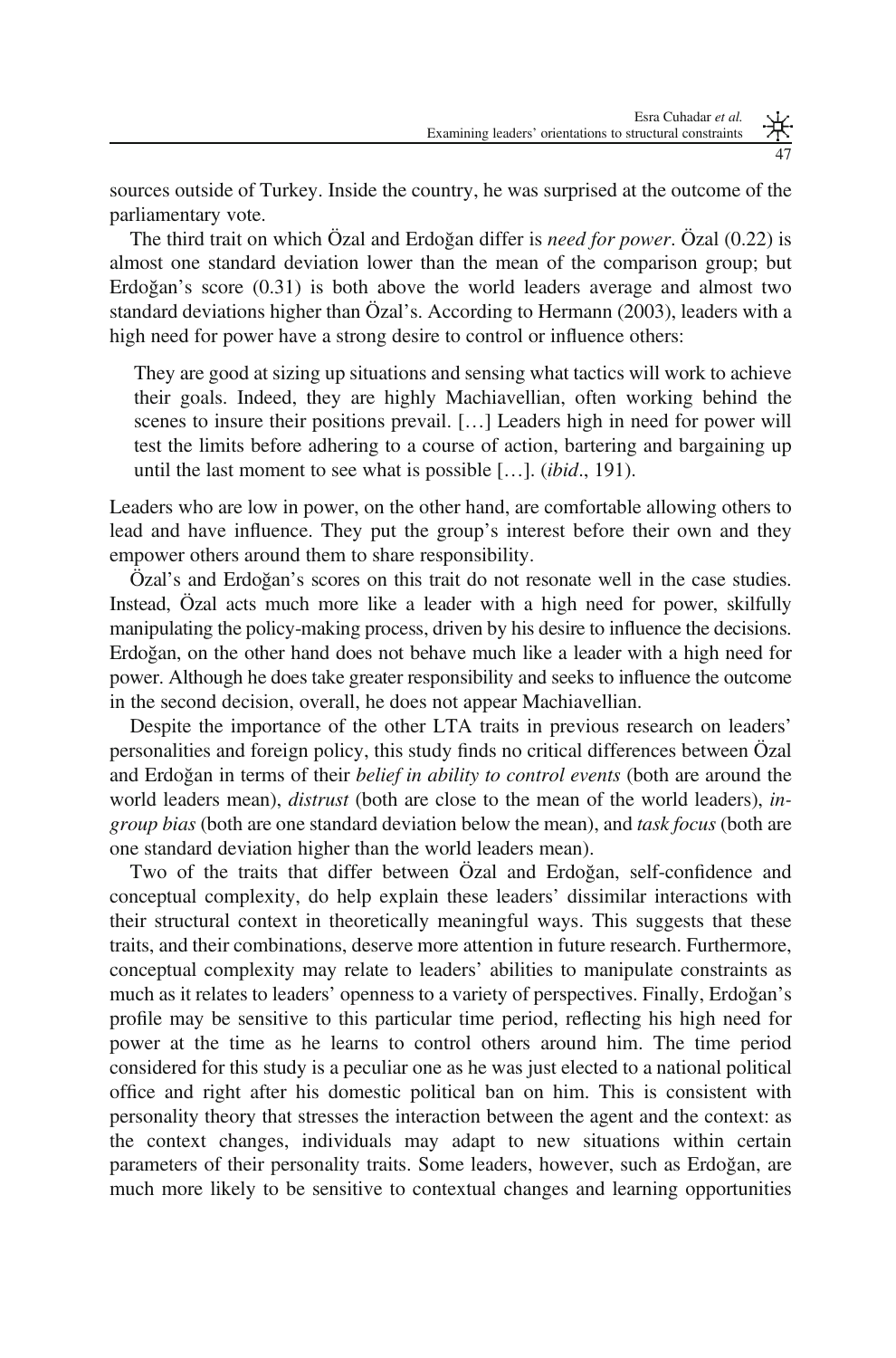sources outside of Turkey. Inside the country, he was surprised at the outcome of the parliamentary vote.

The third trait on which Özal and Erdoğan differ is *need for power*. Özal (0.22) is almost one standard deviation lower than the mean of the comparison group; but Erdoğan's score (0.31) is both above the world leaders average and almost two standard deviations higher than Özal's. According to Hermann (2003), leaders with a high need for power have a strong desire to control or influence others:

> They are good at sizing up situations and sensing what tactics will work to achieve their goals. Indeed, they are highly Machiavellian, often working behind the scenes to insure their positions prevail. […] Leaders high in need for power will test the limits before adhering to a course of action, bartering and bargaining up until the last moment to see what is possible […]. (*ibid*., 191).

Leaders who are low in power, on the other hand, are comfortable allowing others to lead and have influence. They put the group's interest before their own and they empower others around them to share responsibility.

Özal's and Erdoğan's scores on this trait do not resonate well in the case studies. Instead, Özal acts much more like a leader with a high need for power, skilfully manipulating the policy-making process, driven by his desire to influence the decisions. Erdoğan, on the other hand does not behave much like a leader with a high need for power. Although he does take greater responsibility and seeks to influence the outcome in the second decision, overall, he does not appear Machiavellian.

Despite the importance of the other LTA traits in previous research on leaders' personalities and foreign policy, this study finds no critical differences between Özal and Erdoğan in terms of their *belief in ability to control events* (both are around the world leaders mean), *distrust* (both are close to the mean of the world leaders), *in-group bias* (both are one standard deviation below the mean), and *task focus* (both are one standard deviation higher than the world leaders mean).

Two of the traits that differ between Özal and Erdoğan, self-confidence and conceptual complexity, do help explain these leaders' dissimilar interactions with their structural context in theoretically meaningful ways. This suggests that these traits, and their combinations, deserve more attention in future research. Furthermore, conceptual complexity may relate to leaders' abilities to manipulate constraints as much as it relates to leaders' openness to a variety of perspectives. Finally, Erdoğan's profile may be sensitive to this particular time period, reflecting his high need for power at the time as he learns to control others around him. The time period considered for this study is a peculiar one as he was just elected to a national political office and right after his domestic political ban on him. This is consistent with personality theory that stresses the interaction between the agent and the context: as the context changes, individuals may adapt to new situations within certain parameters of their personality traits. Some leaders, however, such as Erdoğan, are much more likely to be sensitive to contextual changes and learning opportunities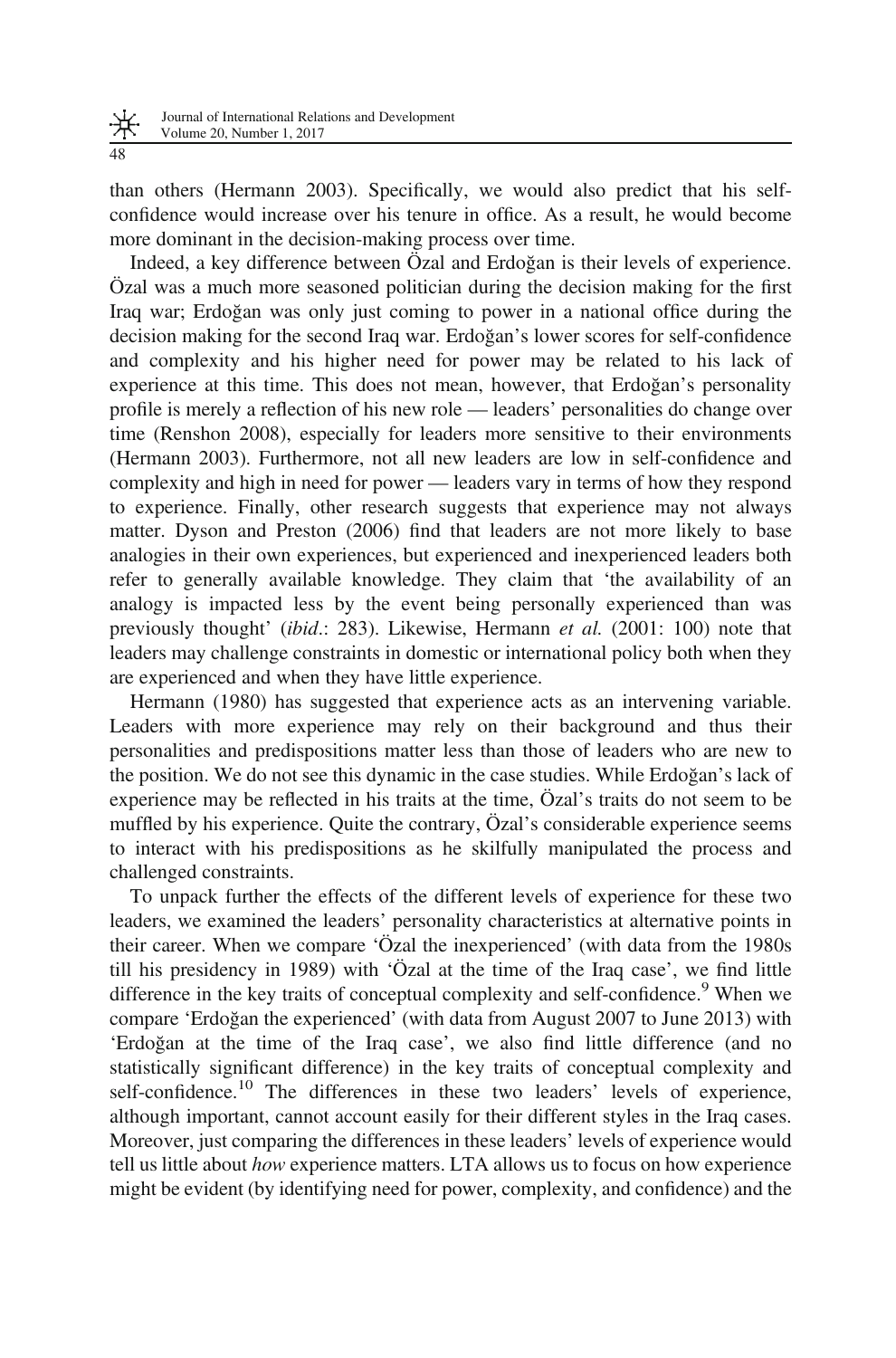than others (Hermann 2003). Specifically, we would also predict that his self-confidence would increase over his tenure in office. As a result, he would become more dominant in the decision-making process over time.

Indeed, a key difference between Özal and Erdoğan is their levels of experience. Özal was a much more seasoned politician during the decision making for the first Iraq war; Erdoğan was only just coming to power in a national office during the decision making for the second Iraq war. Erdoğan's lower scores for self-confidence and complexity and his higher need for power may be related to his lack of experience at this time. This does not mean, however, that Erdoğan's personality profile is merely a reflection of his new role — leaders' personalities do change over time (Renshon 2008), especially for leaders more sensitive to their environments (Hermann 2003). Furthermore, not all new leaders are low in self-confidence and complexity and high in need for power — leaders vary in terms of how they respond to experience. Finally, other research suggests that experience may not always matter. Dyson and Preston (2006) find that leaders are not more likely to base analogies in their own experiences, but experienced and inexperienced leaders both refer to generally available knowledge. They claim that 'the availability of an analogy is impacted less by the event being personally experienced than was previously thought' (*ibid*.: 283). Likewise, Hermann *et al.* (2001: 100) note that leaders may challenge constraints in domestic or international policy both when they are experienced and when they have little experience.

Hermann (1980) has suggested that experience acts as an intervening variable. Leaders with more experience may rely on their background and thus their personalities and predispositions matter less than those of leaders who are new to the position. We do not see this dynamic in the case studies. While Erdoğan's lack of experience may be reflected in his traits at the time, Özal's traits do not seem to be muffled by his experience. Quite the contrary, Özal's considerable experience seems to interact with his predispositions as he skilfully manipulated the process and challenged constraints.

To unpack further the effects of the different levels of experience for these two leaders, we examined the leaders' personality characteristics at alternative points in their career. When we compare 'Özal the inexperienced' (with data from the 1980s till his presidency in 1989) with 'Özal at the time of the Iraq case', we find little difference in the key traits of conceptual complexity and self-confidence.[9] When we compare 'Erdoğan the experienced' (with data from August 2007 to June 2013) with 'Erdoğan at the time of the Iraq case', we also find little difference (and no statistically significant difference) in the key traits of conceptual complexity and self-confidence.[10] The differences in these two leaders' levels of experience, although important, cannot account easily for their different styles in the Iraq cases. Moreover, just comparing the differences in these leaders' levels of experience would tell us little about *how* experience matters. LTA allows us to focus on how experience might be evident (by identifying need for power, complexity, and confidence) and the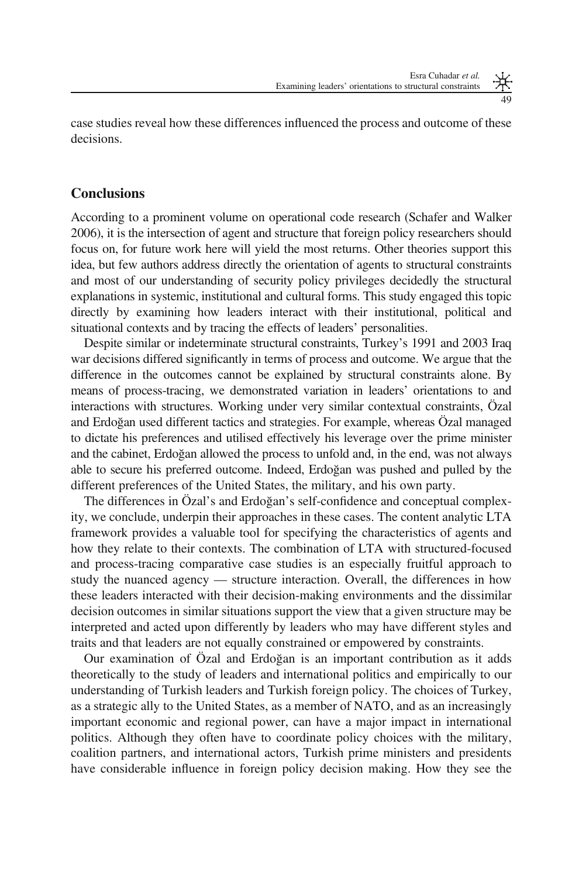case studies reveal how these differences influenced the process and outcome of these decisions.

## Conclusions

According to a prominent volume on operational code research (Schafer and Walker 2006), it is the intersection of agent and structure that foreign policy researchers should focus on, for future work here will yield the most returns. Other theories support this idea, but few authors address directly the orientation of agents to structural constraints and most of our understanding of security policy privileges decidedly the structural explanations in systemic, institutional and cultural forms. This study engaged this topic directly by examining how leaders interact with their institutional, political and situational contexts and by tracing the effects of leaders' personalities.

Despite similar or indeterminate structural constraints, Turkey's 1991 and 2003 Iraq war decisions differed significantly in terms of process and outcome. We argue that the difference in the outcomes cannot be explained by structural constraints alone. By means of process-tracing, we demonstrated variation in leaders' orientations to and interactions with structures. Working under very similar contextual constraints, Özal and Erdoğan used different tactics and strategies. For example, whereas Özal managed to dictate his preferences and utilised effectively his leverage over the prime minister and the cabinet, Erdoğan allowed the process to unfold and, in the end, was not always able to secure his preferred outcome. Indeed, Erdoğan was pushed and pulled by the different preferences of the United States, the military, and his own party.

The differences in Özal's and Erdoğan's self-confidence and conceptual complexity, we conclude, underpin their approaches in these cases. The content analytic LTA framework provides a valuable tool for specifying the characteristics of agents and how they relate to their contexts. The combination of LTA with structured-focused and process-tracing comparative case studies is an especially fruitful approach to study the nuanced agency — structure interaction. Overall, the differences in how these leaders interacted with their decision-making environments and the dissimilar decision outcomes in similar situations support the view that a given structure may be interpreted and acted upon differently by leaders who may have different styles and traits and that leaders are not equally constrained or empowered by constraints.

Our examination of Özal and Erdoğan is an important contribution as it adds theoretically to the study of leaders and international politics and empirically to our understanding of Turkish leaders and Turkish foreign policy. The choices of Turkey, as a strategic ally to the United States, as a member of NATO, and as an increasingly important economic and regional power, can have a major impact in international politics. Although they often have to coordinate policy choices with the military, coalition partners, and international actors, Turkish prime ministers and presidents have considerable influence in foreign policy decision making. How they see the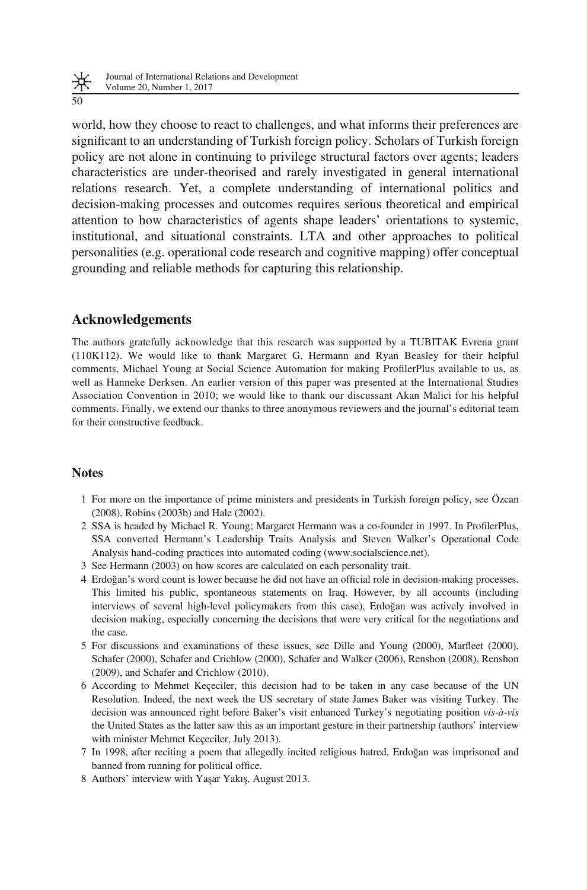world, how they choose to react to challenges, and what informs their preferences are significant to an understanding of Turkish foreign policy. Scholars of Turkish foreign policy are not alone in continuing to privilege structural factors over agents; leaders characteristics are under-theorised and rarely investigated in general international relations research. Yet, a complete understanding of international politics and decision-making processes and outcomes requires serious theoretical and empirical attention to how characteristics of agents shape leaders' orientations to systemic, institutional, and situational constraints. LTA and other approaches to political personalities (e.g. operational code research and cognitive mapping) offer conceptual grounding and reliable methods for capturing this relationship.

## Acknowledgements

The authors gratefully acknowledge that this research was supported by a TUBITAK Evrena grant (110K112). We would like to thank Margaret G. Hermann and Ryan Beasley for their helpful comments, Michael Young at Social Science Automation for making ProfilerPlus available to us, as well as Hanneke Derksen. An earlier version of this paper was presented at the International Studies Association Convention in 2010; we would like to thank our discussant Akan Malici for his helpful comments. Finally, we extend our thanks to three anonymous reviewers and the journal's editorial team for their constructive feedback.

## Notes

1. For more on the importance of prime ministers and presidents in Turkish foreign policy, see Özcan (2008), Robins (2003b) and Hale (2002).
2. SSA is headed by Michael R. Young; Margaret Hermann was a co-founder in 1997. In ProfilerPlus, SSA converted Hermann's Leadership Traits Analysis and Steven Walker's Operational Code Analysis hand-coding practices into automated coding (www.socialscience.net).
3. See Hermann (2003) on how scores are calculated on each personality trait.
4. Erdoğan's word count is lower because he did not have an official role in decision-making processes. This limited his public, spontaneous statements on Iraq. However, by all accounts (including interviews of several high-level policymakers from this case), Erdoğan was actively involved in decision making, especially concerning the decisions that were very critical for the negotiations and the case.
5. For discussions and examinations of these issues, see Dille and Young (2000), Marfleet (2000), Schafer (2000), Schafer and Crichlow (2000), Schafer and Walker (2006), Renshon (2008), Renshon (2009), and Schafer and Crichlow (2010).
6. According to Mehmet Keçeciler, this decision had to be taken in any case because of the UN Resolution. Indeed, the next week the US secretary of state James Baker was visiting Turkey. The decision was announced right before Baker's visit enhanced Turkey's negotiating position *vis-à-vis* the United States as the latter saw this as an important gesture in their partnership (authors' interview with minister Mehmet Keçeciler, July 2013).
7. In 1998, after reciting a poem that allegedly incited religious hatred, Erdoğan was imprisoned and banned from running for political office.
8. Authors' interview with Yaşar Yakış, August 2013.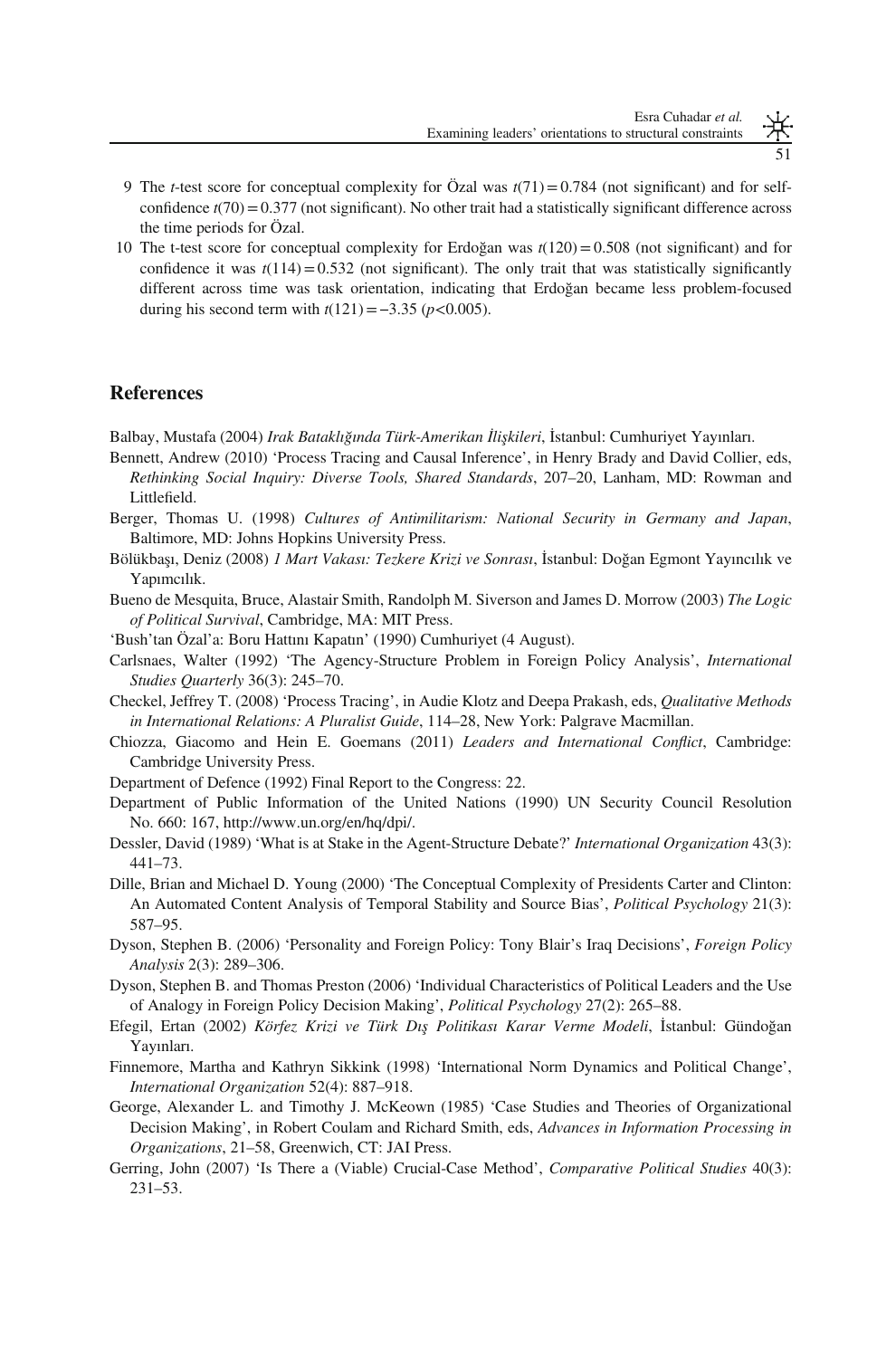9 The *t*-test score for conceptual complexity for Özal was $t(71) = 0.784$ (not significant) and for self-confidence $t(70) = 0.377$ (not significant). No other trait had a statistically significant difference across the time periods for Özal.

10 The t-test score for conceptual complexity for Erdoğan was $t(120) = 0.508$ (not significant) and for confidence it was $t(114) = 0.532$ (not significant). The only trait that was statistically significantly different across time was task orientation, indicating that Erdoğan became less problem-focused during his second term with $t(121) = -3.35$ ($p<0.005$).

## References

Balbay, Mustafa (2004) *Irak Bataklığında Türk-Amerikan İlişkileri*, İstanbul: Cumhuriyet Yayınları.

Bennett, Andrew (2010) 'Process Tracing and Causal Inference', in Henry Brady and David Collier, eds, *Rethinking Social Inquiry: Diverse Tools, Shared Standards*, 207–20, Lanham, MD: Rowman and Littlefield.

Berger, Thomas U. (1998) *Cultures of Antimilitarism: National Security in Germany and Japan*, Baltimore, MD: Johns Hopkins University Press.

Bölükbaşı, Deniz (2008) *1 Mart Vakası: Tezkere Krizi ve Sonrası*, İstanbul: Doğan Egmont Yayıncılık ve Yapımcılık.

Bueno de Mesquita, Bruce, Alastair Smith, Randolph M. Siverson and James D. Morrow (2003) *The Logic of Political Survival*, Cambridge, MA: MIT Press.

'Bush'tan Özal'a: Boru Hattını Kapatın' (1990) Cumhuriyet (4 August).

Carlsnaes, Walter (1992) 'The Agency-Structure Problem in Foreign Policy Analysis', *International Studies Quarterly* 36(3): 245–70.

Checkel, Jeffrey T. (2008) 'Process Tracing', in Audie Klotz and Deepa Prakash, eds, *Qualitative Methods in International Relations: A Pluralist Guide*, 114–28, New York: Palgrave Macmillan.

Chiozza, Giacomo and Hein E. Goemans (2011) *Leaders and International Conflict*, Cambridge: Cambridge University Press.

Department of Defence (1992) Final Report to the Congress: 22.

Department of Public Information of the United Nations (1990) UN Security Council Resolution No. 660: 167, http://www.un.org/en/hq/dpi/.

Dessler, David (1989) 'What is at Stake in the Agent-Structure Debate?' *International Organization* 43(3): 441–73.

Dille, Brian and Michael D. Young (2000) 'The Conceptual Complexity of Presidents Carter and Clinton: An Automated Content Analysis of Temporal Stability and Source Bias', *Political Psychology* 21(3): 587–95.

Dyson, Stephen B. (2006) 'Personality and Foreign Policy: Tony Blair's Iraq Decisions', *Foreign Policy Analysis* 2(3): 289–306.

Dyson, Stephen B. and Thomas Preston (2006) 'Individual Characteristics of Political Leaders and the Use of Analogy in Foreign Policy Decision Making', *Political Psychology* 27(2): 265–88.

Efegil, Ertan (2002) *Körfez Krizi ve Türk Dış Politikası Karar Verme Modeli*, İstanbul: Gündoğan Yayınları.

Finnemore, Martha and Kathryn Sikkink (1998) 'International Norm Dynamics and Political Change', *International Organization* 52(4): 887–918.

George, Alexander L. and Timothy J. McKeown (1985) 'Case Studies and Theories of Organizational Decision Making', in Robert Coulam and Richard Smith, eds, *Advances in Information Processing in Organizations*, 21–58, Greenwich, CT: JAI Press.

Gerring, John (2007) 'Is There a (Viable) Crucial-Case Method', *Comparative Political Studies* 40(3): 231–53.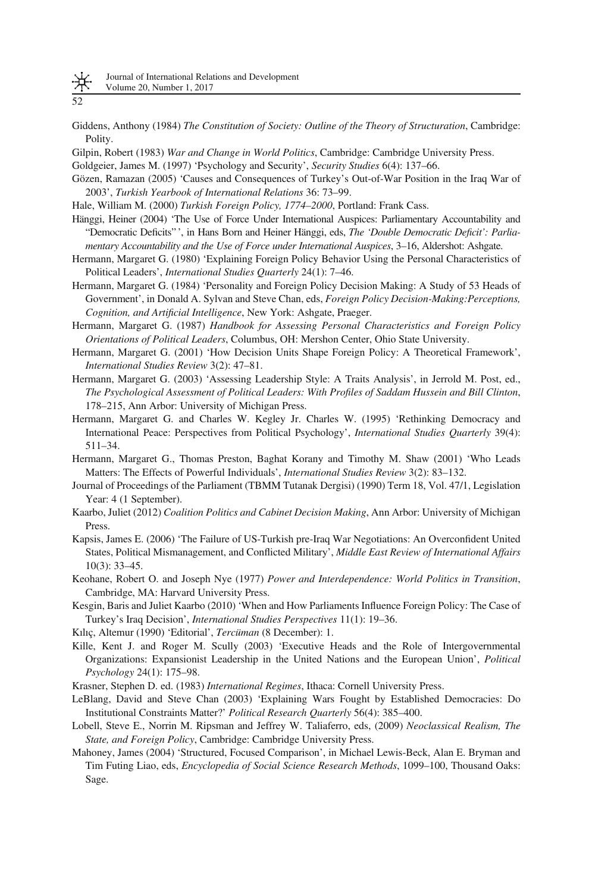Giddens, Anthony (1984) *The Constitution of Society: Outline of the Theory of Structuration*, Cambridge: Polity.

Gilpin, Robert (1983) *War and Change in World Politics*, Cambridge: Cambridge University Press.

Goldgeier, James M. (1997) 'Psychology and Security', *Security Studies* 6(4): 137–66.

Gözen, Ramazan (2005) 'Causes and Consequences of Turkey's Out-of-War Position in the Iraq War of 2003', *Turkish Yearbook of International Relations* 36: 73–99.

Hale, William M. (2000) *Turkish Foreign Policy, 1774–2000*, Portland: Frank Cass.

Hänggi, Heiner (2004) 'The Use of Force Under International Auspices: Parliamentary Accountability and "Democratic Deficits"', in Hans Born and Heiner Hänggi, eds, *The 'Double Democratic Deficit': Parliamentary Accountability and the Use of Force under International Auspices*, 3–16, Aldershot: Ashgate.

Hermann, Margaret G. (1980) 'Explaining Foreign Policy Behavior Using the Personal Characteristics of Political Leaders', *International Studies Quarterly* 24(1): 7–46.

Hermann, Margaret G. (1984) 'Personality and Foreign Policy Decision Making: A Study of 53 Heads of Government', in Donald A. Sylvan and Steve Chan, eds, *Foreign Policy Decision-Making:Perceptions, Cognition, and Artificial Intelligence*, New York: Ashgate, Praeger.

Hermann, Margaret G. (1987) *Handbook for Assessing Personal Characteristics and Foreign Policy Orientations of Political Leaders*, Columbus, OH: Mershon Center, Ohio State University.

Hermann, Margaret G. (2001) 'How Decision Units Shape Foreign Policy: A Theoretical Framework', *International Studies Review* 3(2): 47–81.

Hermann, Margaret G. (2003) 'Assessing Leadership Style: A Traits Analysis', in Jerrold M. Post, ed., *The Psychological Assessment of Political Leaders: With Profiles of Saddam Hussein and Bill Clinton*, 178–215, Ann Arbor: University of Michigan Press.

Hermann, Margaret G. and Charles W. Kegley Jr. Charles W. (1995) 'Rethinking Democracy and International Peace: Perspectives from Political Psychology', *International Studies Quarterly* 39(4): 511–34.

Hermann, Margaret G., Thomas Preston, Baghat Korany and Timothy M. Shaw (2001) 'Who Leads Matters: The Effects of Powerful Individuals', *International Studies Review* 3(2): 83–132.

Journal of Proceedings of the Parliament (TBMM Tutanak Dergisi) (1990) Term 18, Vol. 47/1, Legislation Year: 4 (1 September).

Kaarbo, Juliet (2012) *Coalition Politics and Cabinet Decision Making*, Ann Arbor: University of Michigan Press.

Kapsis, James E. (2006) 'The Failure of US-Turkish pre-Iraq War Negotiations: An Overconfident United States, Political Mismanagement, and Conflicted Military', *Middle East Review of International Affairs* 10(3): 33–45.

Keohane, Robert O. and Joseph Nye (1977) *Power and Interdependence: World Politics in Transition*, Cambridge, MA: Harvard University Press.

Kesgin, Baris and Juliet Kaarbo (2010) 'When and How Parliaments Influence Foreign Policy: The Case of Turkey's Iraq Decision', *International Studies Perspectives* 11(1): 19–36.

Kılıç, Altemur (1990) 'Editorial', *Tercüman* (8 December): 1.

Kille, Kent J. and Roger M. Scully (2003) 'Executive Heads and the Role of Intergovernmental Organizations: Expansionist Leadership in the United Nations and the European Union', *Political Psychology* 24(1): 175–98.

Krasner, Stephen D. ed. (1983) *International Regimes*, Ithaca: Cornell University Press.

LeBlang, David and Steve Chan (2003) 'Explaining Wars Fought by Established Democracies: Do Institutional Constraints Matter?' *Political Research Quarterly* 56(4): 385–400.

Lobell, Steve E., Norrin M. Ripsman and Jeffrey W. Taliaferro, eds, (2009) *Neoclassical Realism, The State, and Foreign Policy*, Cambridge: Cambridge University Press.

Mahoney, James (2004) 'Structured, Focused Comparison', in Michael Lewis-Beck, Alan E. Bryman and Tim Futing Liao, eds, *Encyclopedia of Social Science Research Methods*, 1099–100, Thousand Oaks: Sage.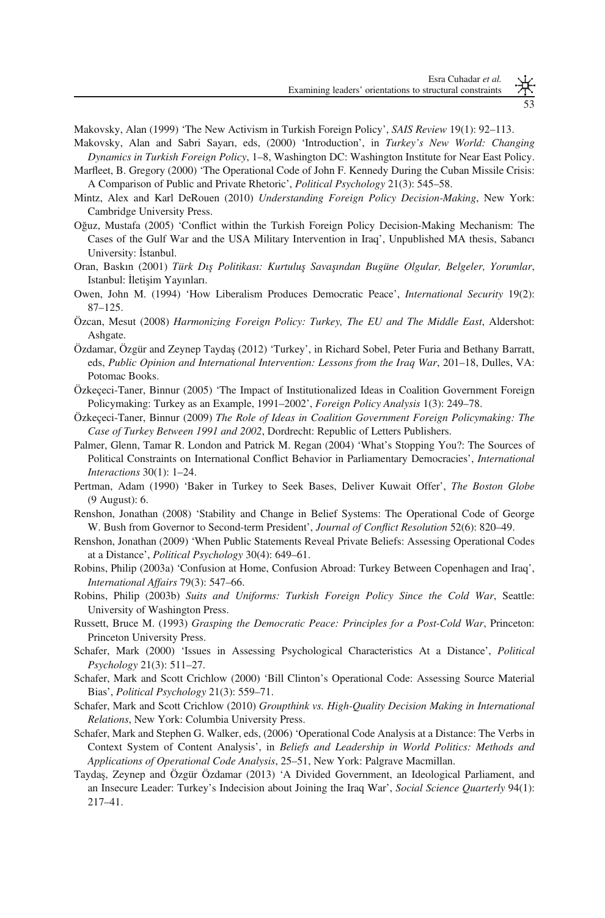Makovsky, Alan (1999) 'The New Activism in Turkish Foreign Policy', *SAIS Review* 19(1): 92–113.

Makovsky, Alan and Sabri Sayarı, eds, (2000) 'Introduction', in *Turkey's New World: Changing Dynamics in Turkish Foreign Policy*, 1–8, Washington DC: Washington Institute for Near East Policy.

Marfleet, B. Gregory (2000) 'The Operational Code of John F. Kennedy During the Cuban Missile Crisis: A Comparison of Public and Private Rhetoric', *Political Psychology* 21(3): 545–58.

Mintz, Alex and Karl DeRouen (2010) *Understanding Foreign Policy Decision-Making*, New York: Cambridge University Press.

Oğuz, Mustafa (2005) 'Conflict within the Turkish Foreign Policy Decision-Making Mechanism: The Cases of the Gulf War and the USA Military Intervention in Iraq', Unpublished MA thesis, Sabancı University: İstanbul.

Oran, Baskın (2001) *Türk Dış Politikası: Kurtuluş Savaşından Bugüne Olgular, Belgeler, Yorumlar*, Istanbul: İletişim Yayınları.

Owen, John M. (1994) 'How Liberalism Produces Democratic Peace', *International Security* 19(2): 87–125.

Özcan, Mesut (2008) *Harmonizing Foreign Policy: Turkey, The EU and The Middle East*, Aldershot: Ashgate.

Özdamar, Özgür and Zeynep Taydaş (2012) 'Turkey', in Richard Sobel, Peter Furia and Bethany Barratt, eds, *Public Opinion and International Intervention: Lessons from the Iraq War*, 201–18, Dulles, VA: Potomac Books.

Özkeçeci-Taner, Binnur (2005) 'The Impact of Institutionalized Ideas in Coalition Government Foreign Policymaking: Turkey as an Example, 1991–2002', *Foreign Policy Analysis* 1(3): 249–78.

Özkeçeci-Taner, Binnur (2009) *The Role of Ideas in Coalition Government Foreign Policymaking: The Case of Turkey Between 1991 and 2002*, Dordrecht: Republic of Letters Publishers.

Palmer, Glenn, Tamar R. London and Patrick M. Regan (2004) 'What's Stopping You?: The Sources of Political Constraints on International Conflict Behavior in Parliamentary Democracies', *International Interactions* 30(1): 1–24.

Pertman, Adam (1990) 'Baker in Turkey to Seek Bases, Deliver Kuwait Offer', *The Boston Globe* (9 August): 6.

Renshon, Jonathan (2008) 'Stability and Change in Belief Systems: The Operational Code of George W. Bush from Governor to Second-term President', *Journal of Conflict Resolution* 52(6): 820–49.

Renshon, Jonathan (2009) 'When Public Statements Reveal Private Beliefs: Assessing Operational Codes at a Distance', *Political Psychology* 30(4): 649–61.

Robins, Philip (2003a) 'Confusion at Home, Confusion Abroad: Turkey Between Copenhagen and Iraq', *International Affairs* 79(3): 547–66.

Robins, Philip (2003b) *Suits and Uniforms: Turkish Foreign Policy Since the Cold War*, Seattle: University of Washington Press.

Russett, Bruce M. (1993) *Grasping the Democratic Peace: Principles for a Post-Cold War*, Princeton: Princeton University Press.

Schafer, Mark (2000) 'Issues in Assessing Psychological Characteristics At a Distance', *Political Psychology* 21(3): 511–27.

Schafer, Mark and Scott Crichlow (2000) 'Bill Clinton's Operational Code: Assessing Source Material Bias', *Political Psychology* 21(3): 559–71.

Schafer, Mark and Scott Crichlow (2010) *Groupthink vs. High-Quality Decision Making in International Relations*, New York: Columbia University Press.

Schafer, Mark and Stephen G. Walker, eds, (2006) 'Operational Code Analysis at a Distance: The Verbs in Context System of Content Analysis', in *Beliefs and Leadership in World Politics: Methods and Applications of Operational Code Analysis*, 25–51, New York: Palgrave Macmillan.

Taydaş, Zeynep and Özgür Özdamar (2013) 'A Divided Government, an Ideological Parliament, and an Insecure Leader: Turkey's Indecision about Joining the Iraq War', *Social Science Quarterly* 94(1): 217–41.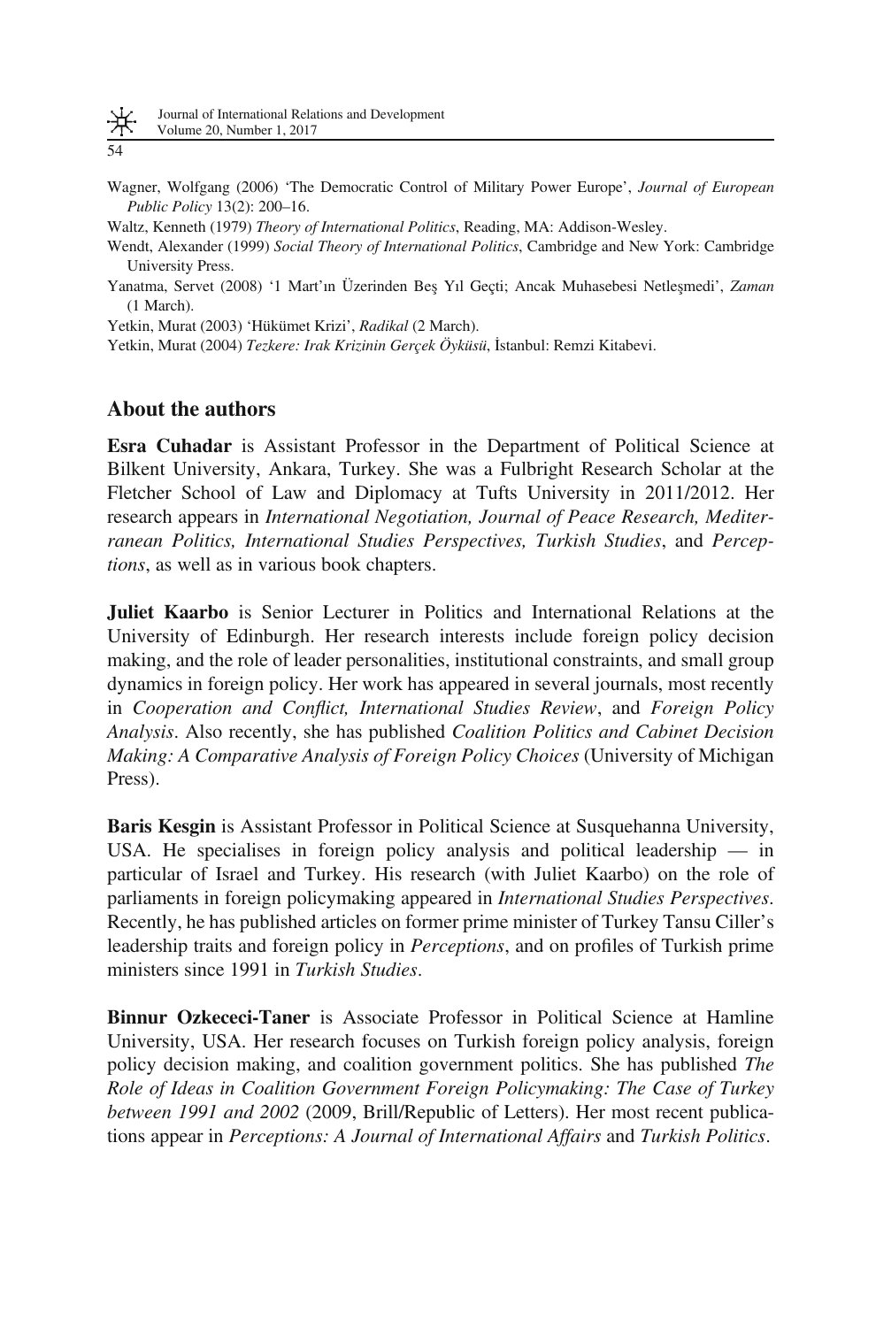Wagner, Wolfgang (2006) 'The Democratic Control of Military Power Europe', *Journal of European Public Policy* 13(2): 200–16.

Waltz, Kenneth (1979) *Theory of International Politics*, Reading, MA: Addison-Wesley.

Wendt, Alexander (1999) *Social Theory of International Politics*, Cambridge and New York: Cambridge University Press.

Yanatma, Servet (2008) '1 Mart'ın Üzerinden Beş Yıl Geçti; Ancak Muhasebesi Netleşmedi', *Zaman* (1 March).

Yetkin, Murat (2003) 'Hükümet Krizi', *Radikal* (2 March).

Yetkin, Murat (2004) *Tezkere: Irak Krizinin Gerçek Öyküsü*, İstanbul: Remzi Kitabevi.

## About the authors

**Esra Cuhadar** is Assistant Professor in the Department of Political Science at Bilkent University, Ankara, Turkey. She was a Fulbright Research Scholar at the Fletcher School of Law and Diplomacy at Tufts University in 2011/2012. Her research appears in *International Negotiation, Journal of Peace Research, Mediterranean Politics, International Studies Perspectives, Turkish Studies*, and *Perceptions*, as well as in various book chapters.

**Juliet Kaarbo** is Senior Lecturer in Politics and International Relations at the University of Edinburgh. Her research interests include foreign policy decision making, and the role of leader personalities, institutional constraints, and small group dynamics in foreign policy. Her work has appeared in several journals, most recently in *Cooperation and Conflict, International Studies Review*, and *Foreign Policy Analysis*. Also recently, she has published *Coalition Politics and Cabinet Decision Making: A Comparative Analysis of Foreign Policy Choices* (University of Michigan Press).

**Baris Kesgin** is Assistant Professor in Political Science at Susquehanna University, USA. He specialises in foreign policy analysis and political leadership — in particular of Israel and Turkey. His research (with Juliet Kaarbo) on the role of parliaments in foreign policymaking appeared in *International Studies Perspectives*. Recently, he has published articles on former prime minister of Turkey Tansu Ciller's leadership traits and foreign policy in *Perceptions*, and on profiles of Turkish prime ministers since 1991 in *Turkish Studies*.

**Binnur Ozkececi-Taner** is Associate Professor in Political Science at Hamline University, USA. Her research focuses on Turkish foreign policy analysis, foreign policy decision making, and coalition government politics. She has published *The Role of Ideas in Coalition Government Foreign Policymaking: The Case of Turkey between 1991 and 2002* (2009, Brill/Republic of Letters). Her most recent publications appear in *Perceptions: A Journal of International Affairs* and *Turkish Politics*.